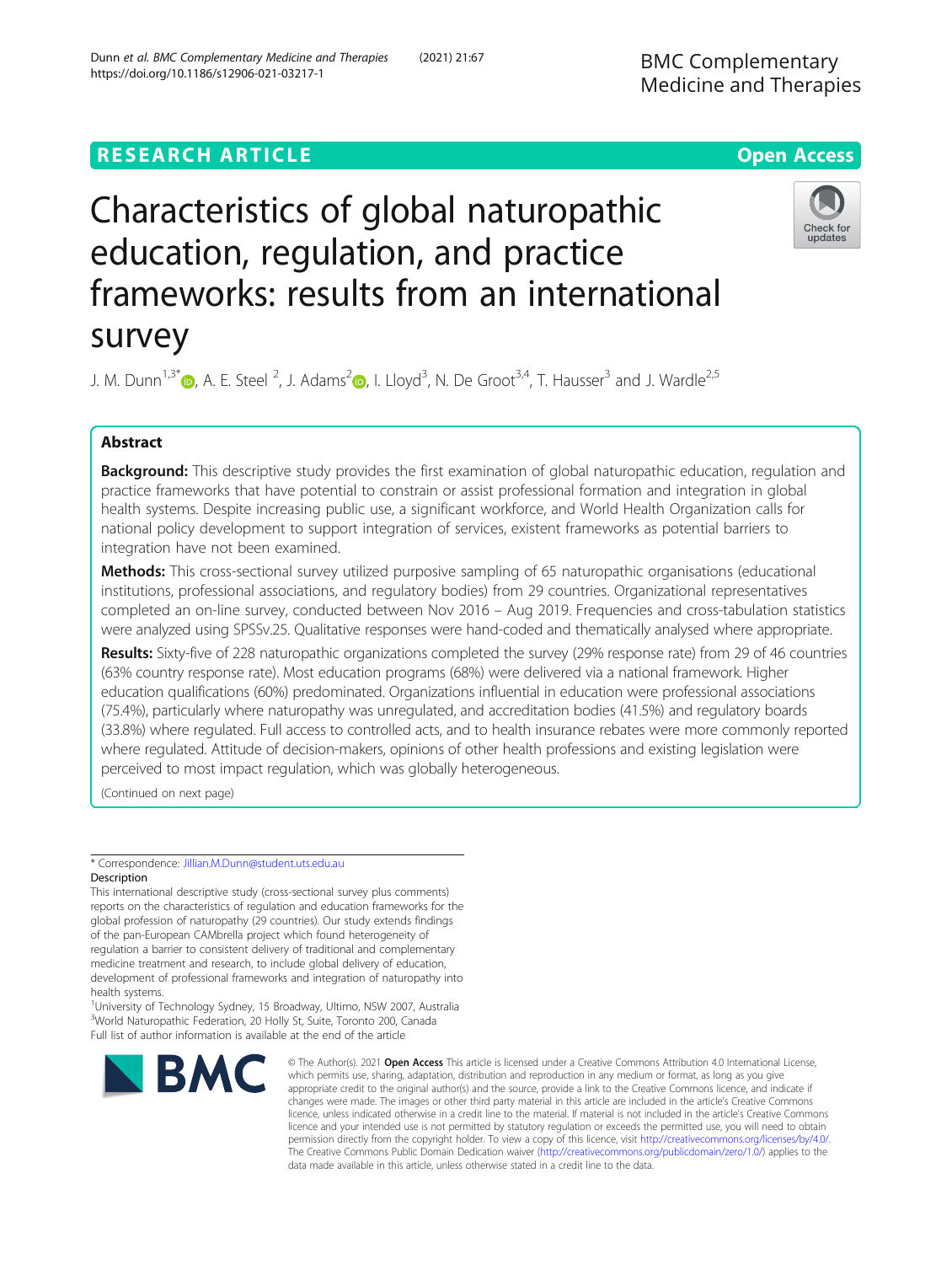RESEARCH ARTICLE

Open Access

# Characteristics of global naturopathic education, regulation, and practice frameworks: results from an international survey

J. M. Dunn[1,3*], A. E. Steel[2], J. Adams[2], I. Lloyd[3], N. De Groot[3,4], T. Hausser[3] and J. Wardle[2,5]

## Abstract

**Background:** This descriptive study provides the first examination of global naturopathic education, regulation and practice frameworks that have potential to constrain or assist professional formation and integration in global health systems. Despite increasing public use, a significant workforce, and World Health Organization calls for national policy development to support integration of services, existent frameworks as potential barriers to integration have not been examined.

**Methods:** This cross-sectional survey utilized purposive sampling of 65 naturopathic organisations (educational institutions, professional associations, and regulatory bodies) from 29 countries. Organizational representatives completed an on-line survey, conducted between Nov 2016 – Aug 2019. Frequencies and cross-tabulation statistics were analyzed using SPSSv.25. Qualitative responses were hand-coded and thematically analysed where appropriate.

**Results:** Sixty-five of 228 naturopathic organizations completed the survey (29% response rate) from 29 of 46 countries (63% country response rate). Most education programs (68%) were delivered via a national framework. Higher education qualifications (60%) predominated. Organizations influential in education were professional associations (75.4%), particularly where naturopathy was unregulated, and accreditation bodies (41.5%) and regulatory boards (33.8%) where regulated. Full access to controlled acts, and to health insurance rebates were more commonly reported where regulated. Attitude of decision-makers, opinions of other health professions and existing legislation were perceived to most impact regulation, which was globally heterogeneous.

(Continued on next page)

* Correspondence: Jillian.M.Dunn@student.uts.edu.au

Description

This international descriptive study (cross-sectional survey plus comments) reports on the characteristics of regulation and education frameworks for the global profession of naturopathy (29 countries). Our study extends findings of the pan-European CAMbrella project which found heterogeneity of regulation a barrier to consistent delivery of traditional and complementary medicine treatment and research, to include global delivery of education, development of professional frameworks and integration of naturopathy into health systems.

[1]University of Technology Sydney, 15 Broadway, Ultimo, NSW 2007, Australia

[3]World Naturopathic Federation, 20 Holly St, Suite, Toronto 200, Canada

Full list of author information is available at the end of the article

© The Author(s). 2021 **Open Access** This article is licensed under a Creative Commons Attribution 4.0 International License, which permits use, sharing, adaptation, distribution and reproduction in any medium or format, as long as you give appropriate credit to the original author(s) and the source, provide a link to the Creative Commons licence, and indicate if changes were made. The images or other third party material in this article are included in the article's Creative Commons licence, unless indicated otherwise in a credit line to the material. If material is not included in the article's Creative Commons licence and your intended use is not permitted by statutory regulation or exceeds the permitted use, you will need to obtain permission directly from the copyright holder. To view a copy of this licence, visit http://creativecommons.org/licenses/by/4.0/. The Creative Commons Public Domain Dedication waiver (http://creativecommons.org/publicdomain/zero/1.0/) applies to the data made available in this article, unless otherwise stated in a credit line to the data.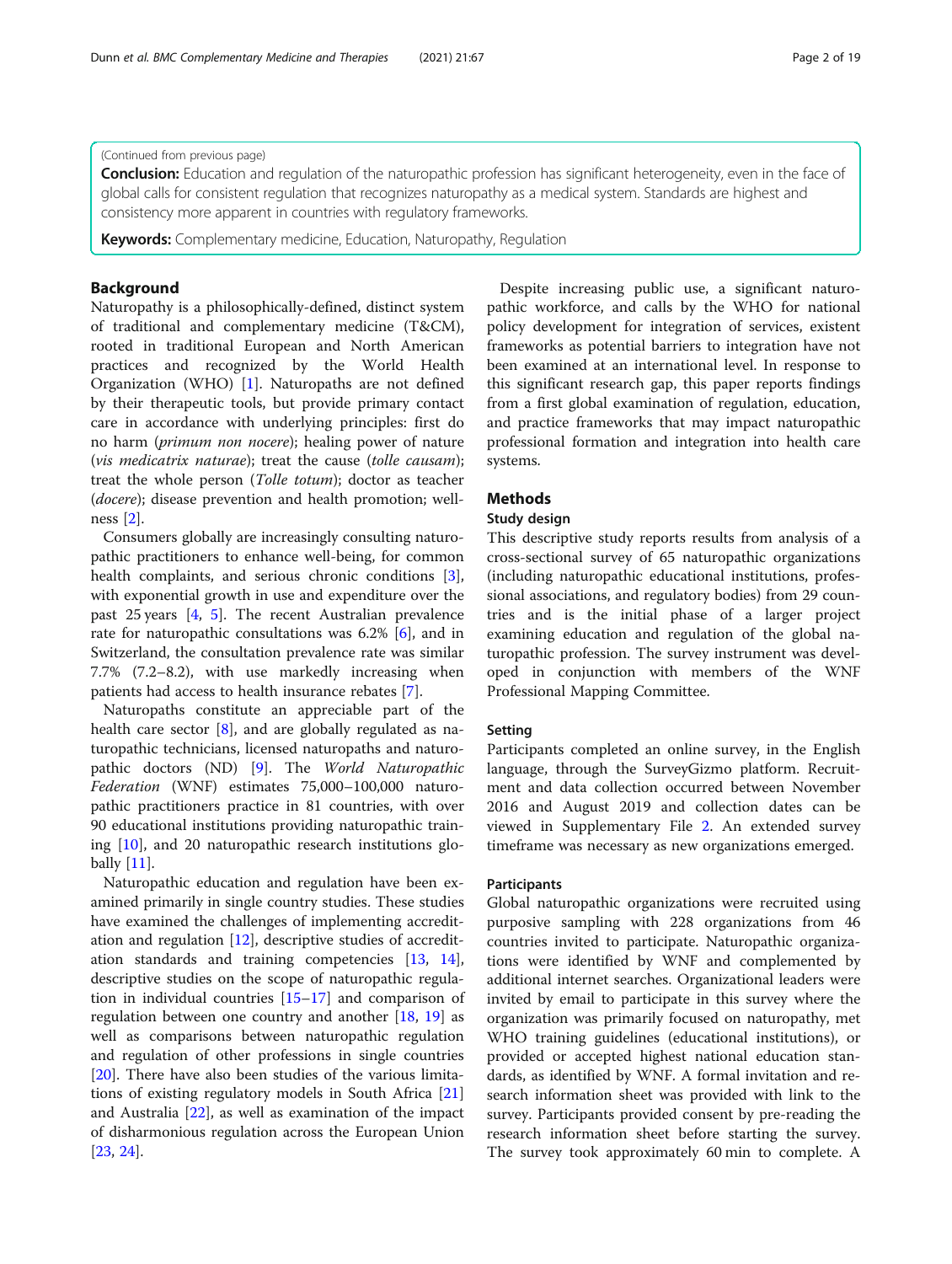(Continued from previous page)

**Conclusion:** Education and regulation of the naturopathic profession has significant heterogeneity, even in the face of global calls for consistent regulation that recognizes naturopathy as a medical system. Standards are highest and consistency more apparent in countries with regulatory frameworks.

**Keywords:** Complementary medicine, Education, Naturopathy, Regulation

## Background

Naturopathy is a philosophically-defined, distinct system of traditional and complementary medicine (T&CM), rooted in traditional European and North American practices and recognized by the World Health Organization (WHO) [1]. Naturopaths are not defined by their therapeutic tools, but provide primary contact care in accordance with underlying principles: first do no harm (*primum non nocere*); healing power of nature (*vis medicatrix naturae*); treat the cause (*tolle causam*); treat the whole person (*Tolle totum*); doctor as teacher (*docere*); disease prevention and health promotion; wellness [2].

Consumers globally are increasingly consulting naturopathic practitioners to enhance well-being, for common health complaints, and serious chronic conditions [3], with exponential growth in use and expenditure over the past 25 years [4, 5]. The recent Australian prevalence rate for naturopathic consultations was 6.2% [6], and in Switzerland, the consultation prevalence rate was similar 7.7% (7.2–8.2), with use markedly increasing when patients had access to health insurance rebates [7].

Naturopaths constitute an appreciable part of the health care sector [8], and are globally regulated as naturopathic technicians, licensed naturopaths and naturopathic doctors (ND) [9]. The *World Naturopathic Federation* (WNF) estimates 75,000–100,000 naturopathic practitioners practice in 81 countries, with over 90 educational institutions providing naturopathic training [10], and 20 naturopathic research institutions globally [11].

Naturopathic education and regulation have been examined primarily in single country studies. These studies have examined the challenges of implementing accreditation and regulation [12], descriptive studies of accreditation standards and training competencies [13, 14], descriptive studies on the scope of naturopathic regulation in individual countries [15–17] and comparison of regulation between one country and another [18, 19] as well as comparisons between naturopathic regulation and regulation of other professions in single countries [20]. There have also been studies of the various limitations of existing regulatory models in South Africa [21] and Australia [22], as well as examination of the impact of disharmonious regulation across the European Union [23, 24].

Despite increasing public use, a significant naturopathic workforce, and calls by the WHO for national policy development for integration of services, existent frameworks as potential barriers to integration have not been examined at an international level. In response to this significant research gap, this paper reports findings from a first global examination of regulation, education, and practice frameworks that may impact naturopathic professional formation and integration into health care systems.

## Methods

### Study design

This descriptive study reports results from analysis of a cross-sectional survey of 65 naturopathic organizations (including naturopathic educational institutions, professional associations, and regulatory bodies) from 29 countries and is the initial phase of a larger project examining education and regulation of the global naturopathic profession. The survey instrument was developed in conjunction with members of the WNF Professional Mapping Committee.

### Setting

Participants completed an online survey, in the English language, through the SurveyGizmo platform. Recruitment and data collection occurred between November 2016 and August 2019 and collection dates can be viewed in Supplementary File 2. An extended survey timeframe was necessary as new organizations emerged.

### Participants

Global naturopathic organizations were recruited using purposive sampling with 228 organizations from 46 countries invited to participate. Naturopathic organizations were identified by WNF and complemented by additional internet searches. Organizational leaders were invited by email to participate in this survey where the organization was primarily focused on naturopathy, met WHO training guidelines (educational institutions), or provided or accepted highest national education standards, as identified by WNF. A formal invitation and research information sheet was provided with link to the survey. Participants provided consent by pre-reading the research information sheet before starting the survey. The survey took approximately 60 min to complete. A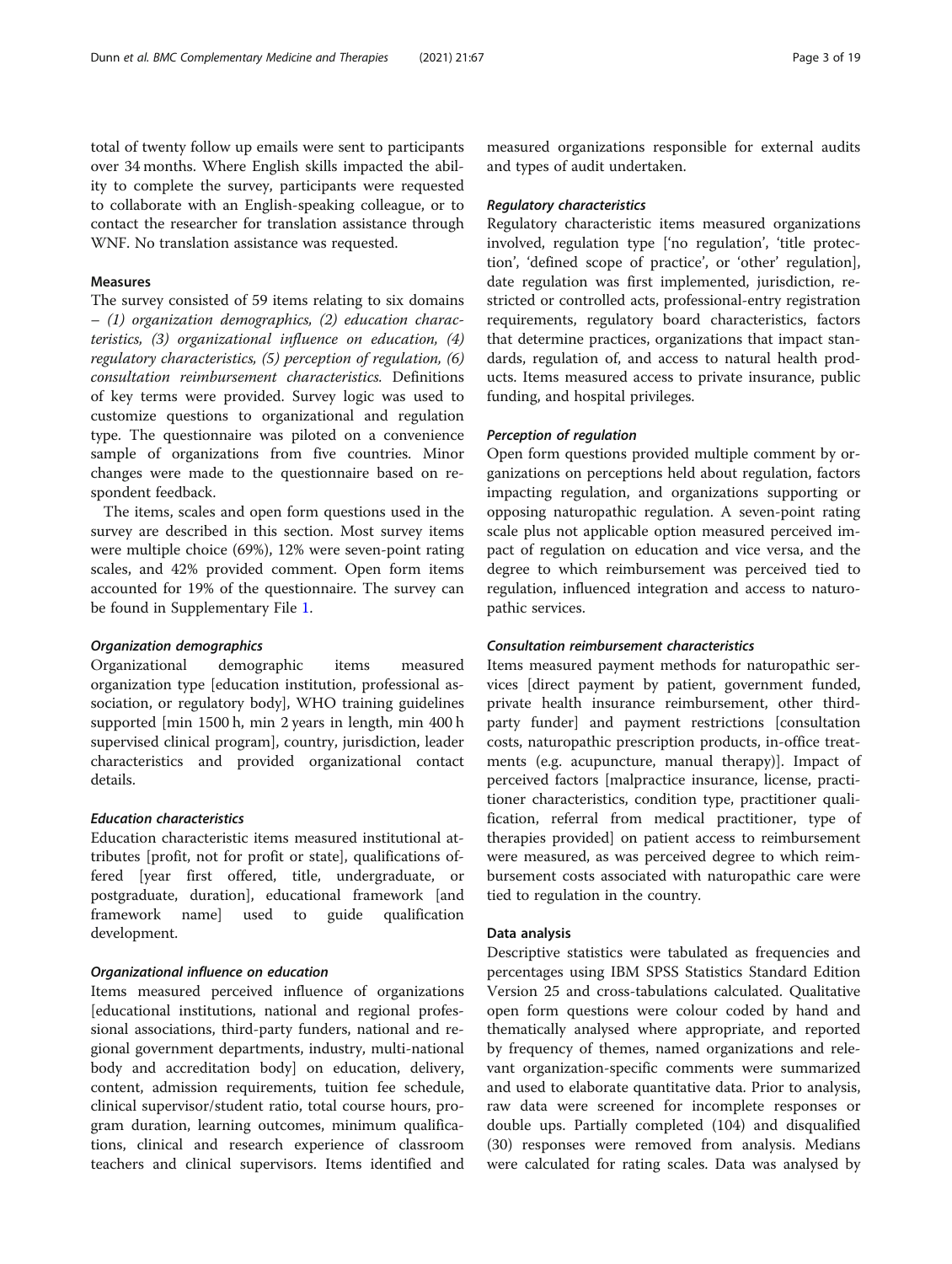total of twenty follow up emails were sent to participants over 34 months. Where English skills impacted the ability to complete the survey, participants were requested to collaborate with an English-speaking colleague, or to contact the researcher for translation assistance through WNF. No translation assistance was requested.

### Measures

The survey consisted of 59 items relating to six domains – *(1) organization demographics, (2) education characteristics, (3) organizational influence on education, (4) regulatory characteristics, (5) perception of regulation, (6) consultation reimbursement characteristics.* Definitions of key terms were provided. Survey logic was used to customize questions to organizational and regulation type. The questionnaire was piloted on a convenience sample of organizations from five countries. Minor changes were made to the questionnaire based on respondent feedback.

The items, scales and open form questions used in the survey are described in this section. Most survey items were multiple choice (69%), 12% were seven-point rating scales, and 42% provided comment. Open form items accounted for 19% of the questionnaire. The survey can be found in Supplementary File 1.

#### Organization demographics

Organizational demographic items measured organization type [education institution, professional association, or regulatory body], WHO training guidelines supported [min 1500 h, min 2 years in length, min 400 h supervised clinical program], country, jurisdiction, leader characteristics and provided organizational contact details.

#### Education characteristics

Education characteristic items measured institutional attributes [profit, not for profit or state], qualifications offered [year first offered, title, undergraduate, or postgraduate, duration], educational framework [and framework name] used to guide qualification development.

#### Organizational influence on education

Items measured perceived influence of organizations [educational institutions, national and regional professional associations, third-party funders, national and regional government departments, industry, multi-national body and accreditation body] on education, delivery, content, admission requirements, tuition fee schedule, clinical supervisor/student ratio, total course hours, program duration, learning outcomes, minimum qualifications, clinical and research experience of classroom teachers and clinical supervisors. Items identified and measured organizations responsible for external audits and types of audit undertaken.

#### Regulatory characteristics

Regulatory characteristic items measured organizations involved, regulation type ['no regulation', 'title protection', 'defined scope of practice', or 'other' regulation], date regulation was first implemented, jurisdiction, restricted or controlled acts, professional-entry registration requirements, regulatory board characteristics, factors that determine practices, organizations that impact standards, regulation of, and access to natural health products. Items measured access to private insurance, public funding, and hospital privileges.

#### Perception of regulation

Open form questions provided multiple comment by organizations on perceptions held about regulation, factors impacting regulation, and organizations supporting or opposing naturopathic regulation. A seven-point rating scale plus not applicable option measured perceived impact of regulation on education and vice versa, and the degree to which reimbursement was perceived tied to regulation, influenced integration and access to naturopathic services.

#### Consultation reimbursement characteristics

Items measured payment methods for naturopathic services [direct payment by patient, government funded, private health insurance reimbursement, other third-party funder] and payment restrictions [consultation costs, naturopathic prescription products, in-office treatments (e.g. acupuncture, manual therapy)]. Impact of perceived factors [malpractice insurance, license, practitioner characteristics, condition type, practitioner qualification, referral from medical practitioner, type of therapies provided] on patient access to reimbursement were measured, as was perceived degree to which reimbursement costs associated with naturopathic care were tied to regulation in the country.

### Data analysis

Descriptive statistics were tabulated as frequencies and percentages using IBM SPSS Statistics Standard Edition Version 25 and cross-tabulations calculated. Qualitative open form questions were colour coded by hand and thematically analysed where appropriate, and reported by frequency of themes, named organizations and relevant organization-specific comments were summarized and used to elaborate quantitative data. Prior to analysis, raw data were screened for incomplete responses or double ups. Partially completed (104) and disqualified (30) responses were removed from analysis. Medians were calculated for rating scales. Data was analysed by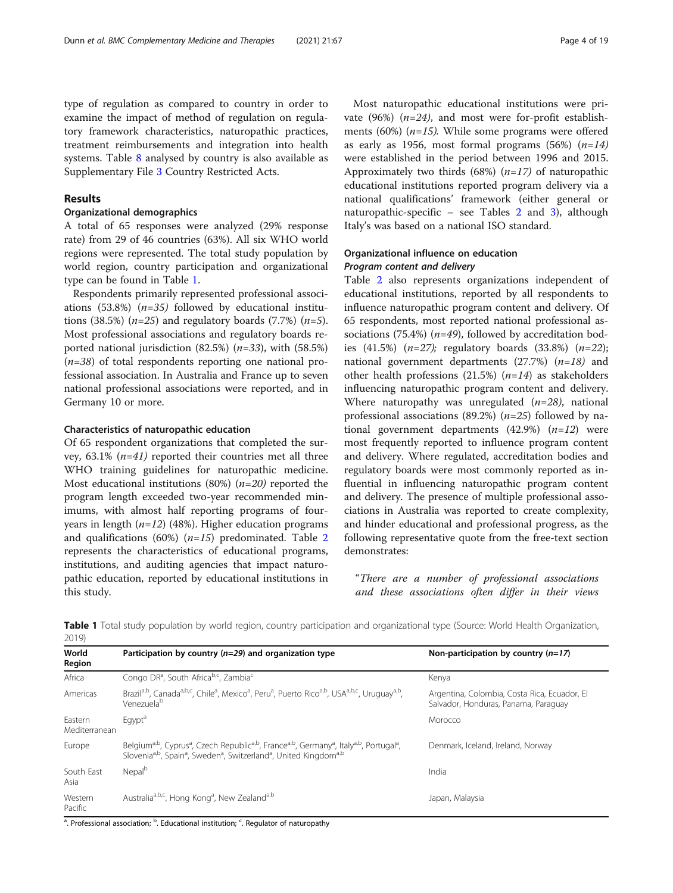type of regulation as compared to country in order to examine the impact of method of regulation on regulatory framework characteristics, naturopathic practices, treatment reimbursements and integration into health systems. Table 8 analysed by country is also available as Supplementary File 3 Country Restricted Acts.

## Results

### Organizational demographics

A total of 65 responses were analyzed (29% response rate) from 29 of 46 countries (63%). All six WHO world regions were represented. The total study population by world region, country participation and organizational type can be found in Table 1.

Respondents primarily represented professional associations (53.8%) (*n=35)* followed by educational institutions (38.5%) (*n=25*) and regulatory boards (7.7%) (*n=5*). Most professional associations and regulatory boards reported national jurisdiction (82.5%) (*n=33*), with (58.5%) (*n=38*) of total respondents reporting one national professional association. In Australia and France up to seven national professional associations were reported, and in Germany 10 or more.

### Characteristics of naturopathic education

Of 65 respondent organizations that completed the survey, 63.1% (*n=41)* reported their countries met all three WHO training guidelines for naturopathic medicine. Most educational institutions (80%) (*n=20)* reported the program length exceeded two-year recommended minimums, with almost half reporting programs of four-years in length (*n=12*) (48%). Higher education programs and qualifications (60%) (*n=15*) predominated. Table 2 represents the characteristics of educational programs, institutions, and auditing agencies that impact naturopathic education, reported by educational institutions in this study.

Most naturopathic educational institutions were private (96%) (*n=24)*, and most were for-profit establishments (60%) (*n=15).* While some programs were offered as early as 1956, most formal programs (56%) (*n=14)* were established in the period between 1996 and 2015. Approximately two thirds (68%) (*n=17)* of naturopathic educational institutions reported program delivery via a national qualifications' framework (either general or naturopathic-specific – see Tables 2 and 3), although Italy's was based on a national ISO standard.

### Organizational influence on education

#### *Program content and delivery*

Table 2 also represents organizations independent of educational institutions, reported by all respondents to influence naturopathic program content and delivery. Of 65 respondents, most reported national professional associations (75.4%) (*n=49*), followed by accreditation bodies (41.5%) (*n=27);* regulatory boards (33.8%) (*n=22*); national government departments (27.7%) (*n=18)* and other health professions (21.5%) (*n=14*) as stakeholders influencing naturopathic program content and delivery. Where naturopathy was unregulated (*n=28)*, national professional associations (89.2%) (*n=25*) followed by national government departments (42.9%) (*n=12*) were most frequently reported to influence program content and delivery. Where regulated, accreditation bodies and regulatory boards were most commonly reported as influential in influencing naturopathic program content and delivery. The presence of multiple professional associations in Australia was reported to create complexity, and hinder educational and professional progress, as the following representative quote from the free-text section demonstrates:

"*There are a number of professional associations and these associations often differ in their views*

**Table 1** Total study population by world region, country participation and organizational type (Source: World Health Organization, 2019)

| World Region | Participation by country (*n=29*) and organization type | Non-participation by country (*n=17*) |
|---|---|---|
| Africa | Congo DR[a], South Africa[b,c], Zambia[c] | Kenya |
| Americas | Brazil[a,b], Canada[a,b,c], Chile[a], Mexico[a], Peru[a], Puerto Rico[a,b], USA[a,b,c], Uruguay[a,b], Venezuela[b] | Argentina, Colombia, Costa Rica, Ecuador, El Salvador, Honduras, Panama, Paraguay |
| Eastern Mediterranean | Egypt[a] | Morocco |
| Europe | Belgium[a,b], Cyprus[a], Czech Republic[a,b], France[a,b], Germany[a], Italy[a,b], Portugal[a], Slovenia[a,b], Spain[a], Sweden[a], Switzerland[a], United Kingdom[a,b] | Denmark, Iceland, Ireland, Norway |
| South East Asia | Nepal[b] | India |
| Western Pacific | Australia[a,b,c], Hong Kong[a], New Zealand[a,b] | Japan, Malaysia |

[a]. Professional association; [b]. Educational institution; [c]. Regulator of naturopathy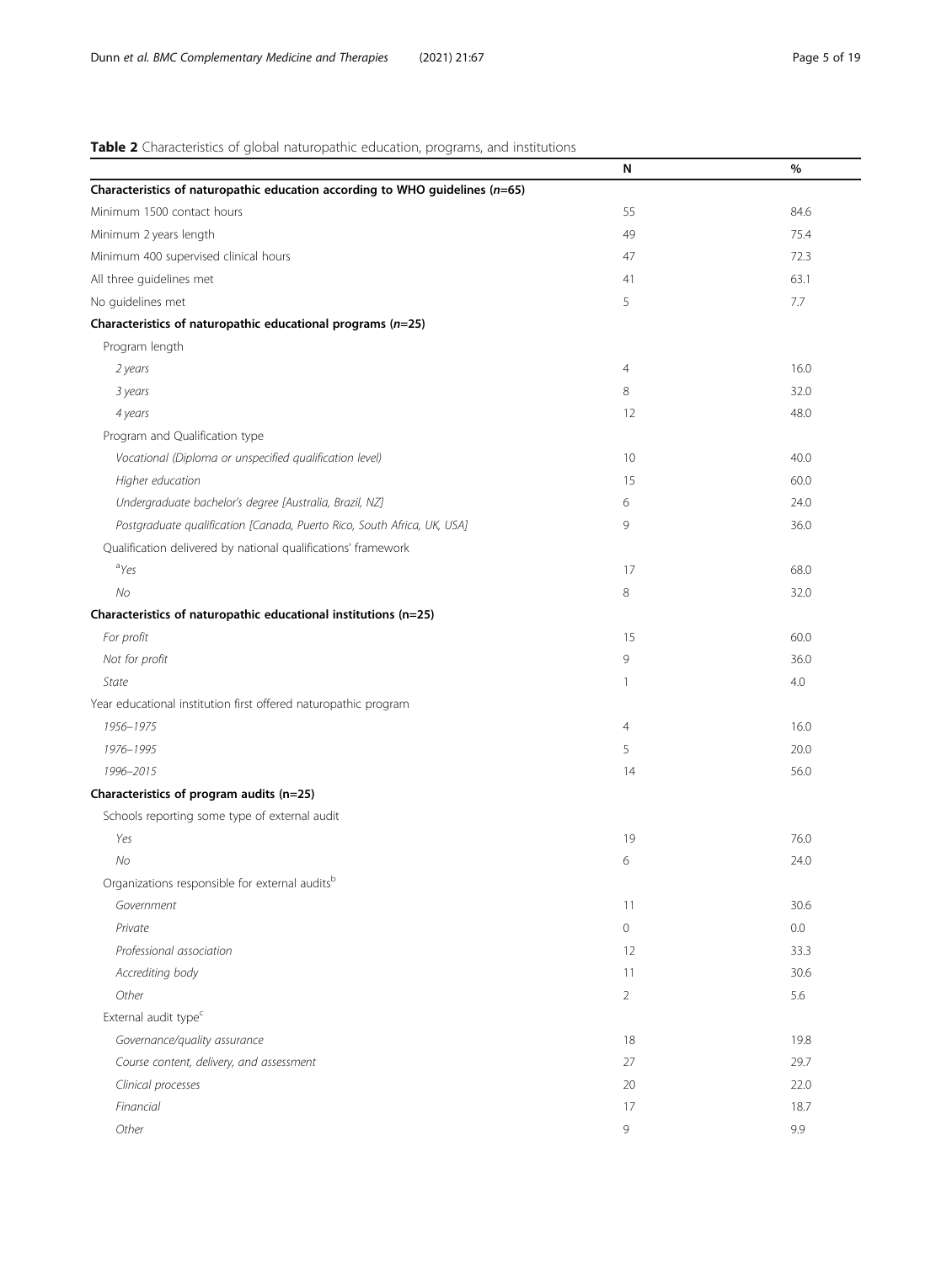**Table 2** Characteristics of global naturopathic education, programs, and institutions

| | N | % |
|---|---|---|
| **Characteristics of naturopathic education according to WHO guidelines (*n*=65)** | | |
| Minimum 1500 contact hours | 55 | 84.6 |
| Minimum 2 years length | 49 | 75.4 |
| Minimum 400 supervised clinical hours | 47 | 72.3 |
| All three guidelines met | 41 | 63.1 |
| No guidelines met | 5 | 7.7 |
| **Characteristics of naturopathic educational programs (*n*=25)** | | |
| Program length | | |
| *2 years* | 4 | 16.0 |
| *3 years* | 8 | 32.0 |
| *4 years* | 12 | 48.0 |
| Program and Qualification type | | |
| *Vocational (Diploma or unspecified qualification level)* | 10 | 40.0 |
| *Higher education* | 15 | 60.0 |
| *Undergraduate bachelor's degree [Australia, Brazil, NZ]* | 6 | 24.0 |
| *Postgraduate qualification [Canada, Puerto Rico, South Africa, UK, USA]* | 9 | 36.0 |
| Qualification delivered by national qualifications' framework | | |
| [a]*Yes* | 17 | 68.0 |
| *No* | 8 | 32.0 |
| **Characteristics of naturopathic educational institutions (n=25)** | | |
| *For profit* | 15 | 60.0 |
| *Not for profit* | 9 | 36.0 |
| *State* | 1 | 4.0 |
| Year educational institution first offered naturopathic program | | |
| *1956–1975* | 4 | 16.0 |
| *1976–1995* | 5 | 20.0 |
| *1996–2015* | 14 | 56.0 |
| **Characteristics of program audits (n=25)** | | |
| Schools reporting some type of external audit | | |
| *Yes* | 19 | 76.0 |
| *No* | 6 | 24.0 |
| Organizations responsible for external audits[b] | | |
| *Government* | 11 | 30.6 |
| *Private* | 0 | 0.0 |
| *Professional association* | 12 | 33.3 |
| *Accrediting body* | 11 | 30.6 |
| *Other* | 2 | 5.6 |
| External audit type[c] | | |
| *Governance/quality assurance* | 18 | 19.8 |
| *Course content, delivery, and assessment* | 27 | 29.7 |
| *Clinical processes* | 20 | 22.0 |
| *Financial* | 17 | 18.7 |
| *Other* | 9 | 9.9 |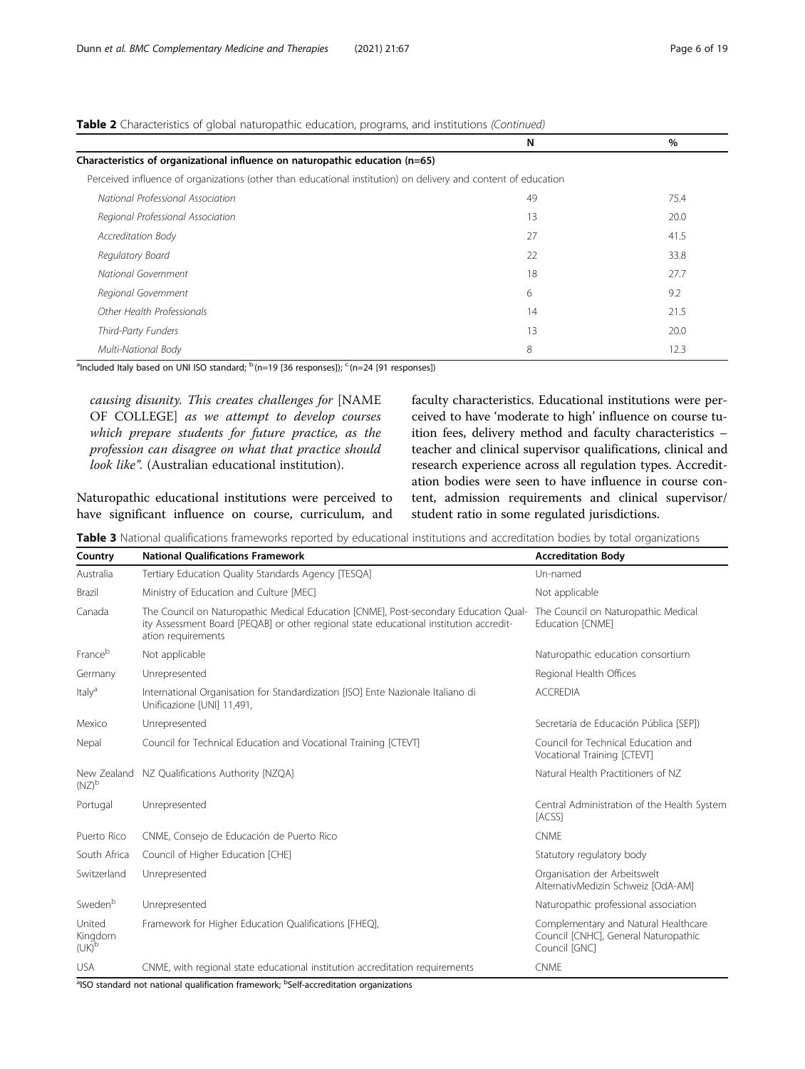**Table 2** Characteristics of global naturopathic education, programs, and institutions *(Continued)*

| | N | % |
|---|---|---|
| **Characteristics of organizational influence on naturopathic education (n=65)** | | |
| Perceived influence of organizations (other than educational institution) on delivery and content of education | | |
| *National Professional Association* | 49 | 75.4 |
| *Regional Professional Association* | 13 | 20.0 |
| *Accreditation Body* | 27 | 41.5 |
| *Regulatory Board* | 22 | 33.8 |
| *National Government* | 18 | 27.7 |
| *Regional Government* | 6 | 9.2 |
| *Other Health Professionals* | 14 | 21.5 |
| *Third-Party Funders* | 13 | 20.0 |
| *Multi-National Body* | 8 | 12.3 |

[a]Included Italy based on UNI ISO standard; [b](n=19 [36 responses]); [c](n=24 [91 responses])

*causing disunity. This creates challenges for* [NAME OF COLLEGE] *as we attempt to develop courses which prepare students for future practice, as the profession can disagree on what that practice should look like".* (Australian educational institution).

Naturopathic educational institutions were perceived to have significant influence on course, curriculum, and faculty characteristics. Educational institutions were perceived to have 'moderate to high' influence on course tuition fees, delivery method and faculty characteristics – teacher and clinical supervisor qualifications, clinical and research experience across all regulation types. Accreditation bodies were seen to have influence in course content, admission requirements and clinical supervisor/ student ratio in some regulated jurisdictions.

**Table 3** National qualifications frameworks reported by educational institutions and accreditation bodies by total organizations

| Country | National Qualifications Framework | Accreditation Body |
|---|---|---|
| Australia | Tertiary Education Quality Standards Agency [TESQA] | Un-named |
| Brazil | Ministry of Education and Culture [MEC] | Not applicable |
| Canada | The Council on Naturopathic Medical Education [CNME], Post-secondary Education Quality Assessment Board [PEQAB] or other regional state educational institution accreditation requirements | The Council on Naturopathic Medical Education [CNME] |
| France[b] | Not applicable | Naturopathic education consortium |
| Germany | Unrepresented | Regional Health Offices |
| Italy[a] | International Organisation for Standardization [ISO] Ente Nazionale Italiano di Unificazione [UNI] 11,491, | ACCREDIA |
| Mexico | Unrepresented | Secretaria de Educación Pública [SEP]) |
| Nepal | Council for Technical Education and Vocational Training [CTEVT] | Council for Technical Education and Vocational Training [CTEVT] |
| New Zealand (NZ)[b] | NZ Qualifications Authority [NZQA] | Natural Health Practitioners of NZ |
| Portugal | Unrepresented | Central Administration of the Health System [ACSS] |
| Puerto Rico | CNME, Consejo de Educación de Puerto Rico | CNME |
| South Africa | Council of Higher Education [CHE] | Statutory regulatory body |
| Switzerland | Unrepresented | Organisation der Arbeitswelt AlternativMedizin Schweiz [OdA-AM] |
| Sweden[b] | Unrepresented | Naturopathic professional association |
| United Kingdom (UK)[b] | Framework for Higher Education Qualifications [FHEQ], | Complementary and Natural Healthcare Council [CNHC], General Naturopathic Council [GNC] |
| USA | CNME, with regional state educational institution accreditation requirements | CNME |

[a]ISO standard not national qualification framework; [b]Self-accreditation organizations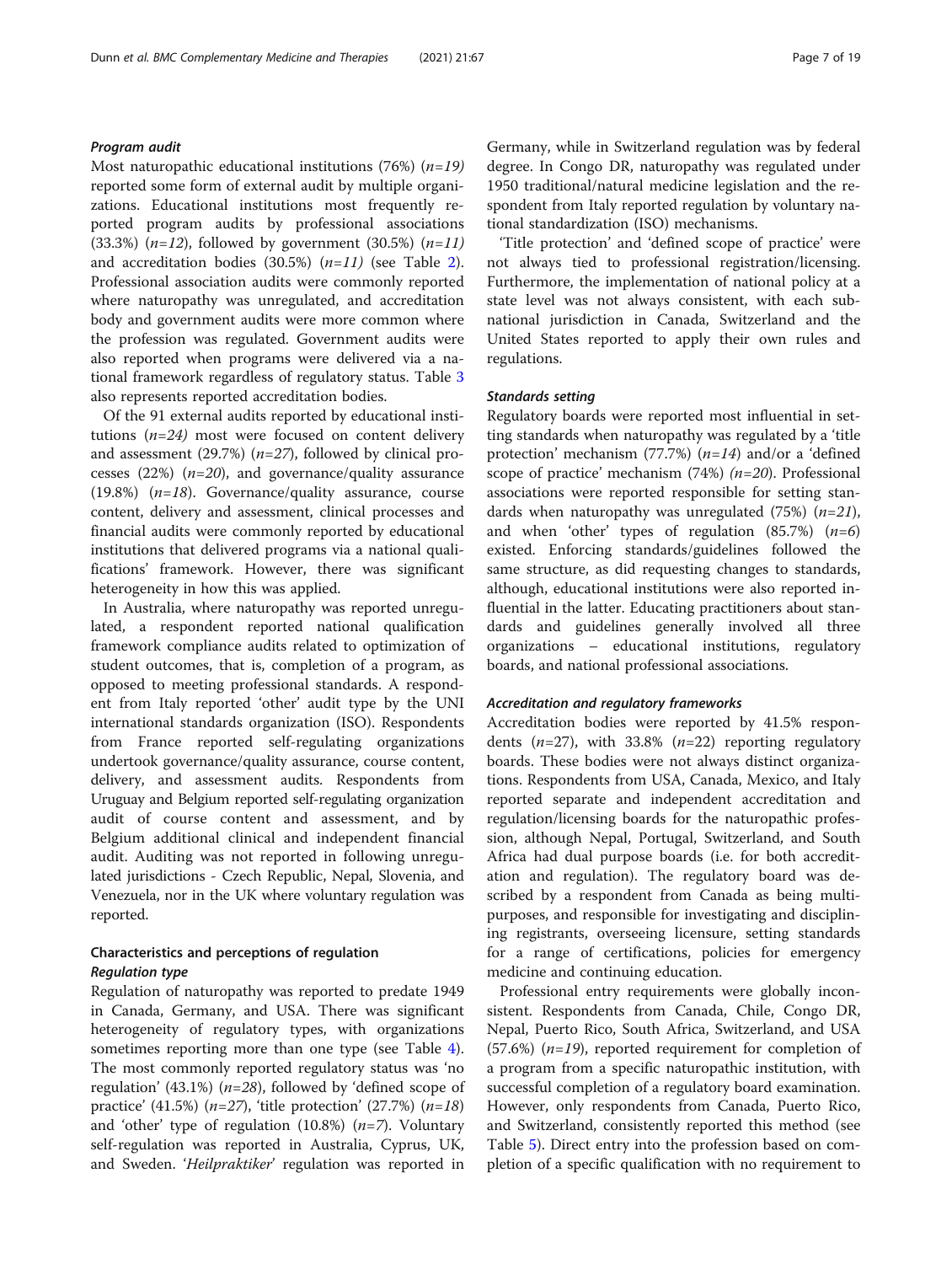#### *Program audit*

Most naturopathic educational institutions (76%) (*n=19)* reported some form of external audit by multiple organizations. Educational institutions most frequently reported program audits by professional associations (33.3%) (*n=12*), followed by government (30.5%) (*n=11)* and accreditation bodies (30.5%) (*n=11)* (see Table 2). Professional association audits were commonly reported where naturopathy was unregulated, and accreditation body and government audits were more common where the profession was regulated. Government audits were also reported when programs were delivered via a national framework regardless of regulatory status. Table 3 also represents reported accreditation bodies.

Of the 91 external audits reported by educational institutions (*n=24)* most were focused on content delivery and assessment (29.7%) (*n=27*), followed by clinical processes (22%) (*n=20*), and governance/quality assurance (19.8%) (*n=18*). Governance/quality assurance, course content, delivery and assessment, clinical processes and financial audits were commonly reported by educational institutions that delivered programs via a national qualifications' framework. However, there was significant heterogeneity in how this was applied.

In Australia, where naturopathy was reported unregulated, a respondent reported national qualification framework compliance audits related to optimization of student outcomes, that is, completion of a program, as opposed to meeting professional standards. A respondent from Italy reported 'other' audit type by the UNI international standards organization (ISO). Respondents from France reported self-regulating organizations undertook governance/quality assurance, course content, delivery, and assessment audits. Respondents from Uruguay and Belgium reported self-regulating organization audit of course content and assessment, and by Belgium additional clinical and independent financial audit. Auditing was not reported in following unregulated jurisdictions - Czech Republic, Nepal, Slovenia, and Venezuela, nor in the UK where voluntary regulation was reported.

### Characteristics and perceptions of regulation

#### *Regulation type*

Regulation of naturopathy was reported to predate 1949 in Canada, Germany, and USA. There was significant heterogeneity of regulatory types, with organizations sometimes reporting more than one type (see Table 4). The most commonly reported regulatory status was 'no regulation' (43.1%) (*n=28*), followed by 'defined scope of practice' (41.5%) (*n=27*), 'title protection' (27.7%) (*n=18*) and 'other' type of regulation (10.8%) (*n=7*). Voluntary self-regulation was reported in Australia, Cyprus, UK, and Sweden. '*Heilpraktiker*' regulation was reported in Germany, while in Switzerland regulation was by federal degree. In Congo DR, naturopathy was regulated under 1950 traditional/natural medicine legislation and the respondent from Italy reported regulation by voluntary national standardization (ISO) mechanisms.

'Title protection' and 'defined scope of practice' were not always tied to professional registration/licensing. Furthermore, the implementation of national policy at a state level was not always consistent, with each sub-national jurisdiction in Canada, Switzerland and the United States reported to apply their own rules and regulations.

#### *Standards setting*

Regulatory boards were reported most influential in setting standards when naturopathy was regulated by a 'title protection' mechanism (77.7%) (*n=14*) and/or a 'defined scope of practice' mechanism (74%) *(n=20*). Professional associations were reported responsible for setting standards when naturopathy was unregulated (75%) (*n=21*), and when 'other' types of regulation (85.7%) (*n=6*) existed. Enforcing standards/guidelines followed the same structure, as did requesting changes to standards, although, educational institutions were also reported influential in the latter. Educating practitioners about standards and guidelines generally involved all three organizations – educational institutions, regulatory boards, and national professional associations.

#### *Accreditation and regulatory frameworks*

Accreditation bodies were reported by 41.5% respondents (*n=27*), with 33.8% (*n=*22) reporting regulatory boards. These bodies were not always distinct organizations. Respondents from USA, Canada, Mexico, and Italy reported separate and independent accreditation and regulation/licensing boards for the naturopathic profession, although Nepal, Portugal, Switzerland, and South Africa had dual purpose boards (i.e. for both accreditation and regulation). The regulatory board was described by a respondent from Canada as being multi-purposes, and responsible for investigating and disciplining registrants, overseeing licensure, setting standards for a range of certifications, policies for emergency medicine and continuing education.

Professional entry requirements were globally inconsistent. Respondents from Canada, Chile, Congo DR, Nepal, Puerto Rico, South Africa, Switzerland, and USA (57.6%) (*n=19*), reported requirement for completion of a program from a specific naturopathic institution, with successful completion of a regulatory board examination. However, only respondents from Canada, Puerto Rico, and Switzerland, consistently reported this method (see Table 5). Direct entry into the profession based on completion of a specific qualification with no requirement to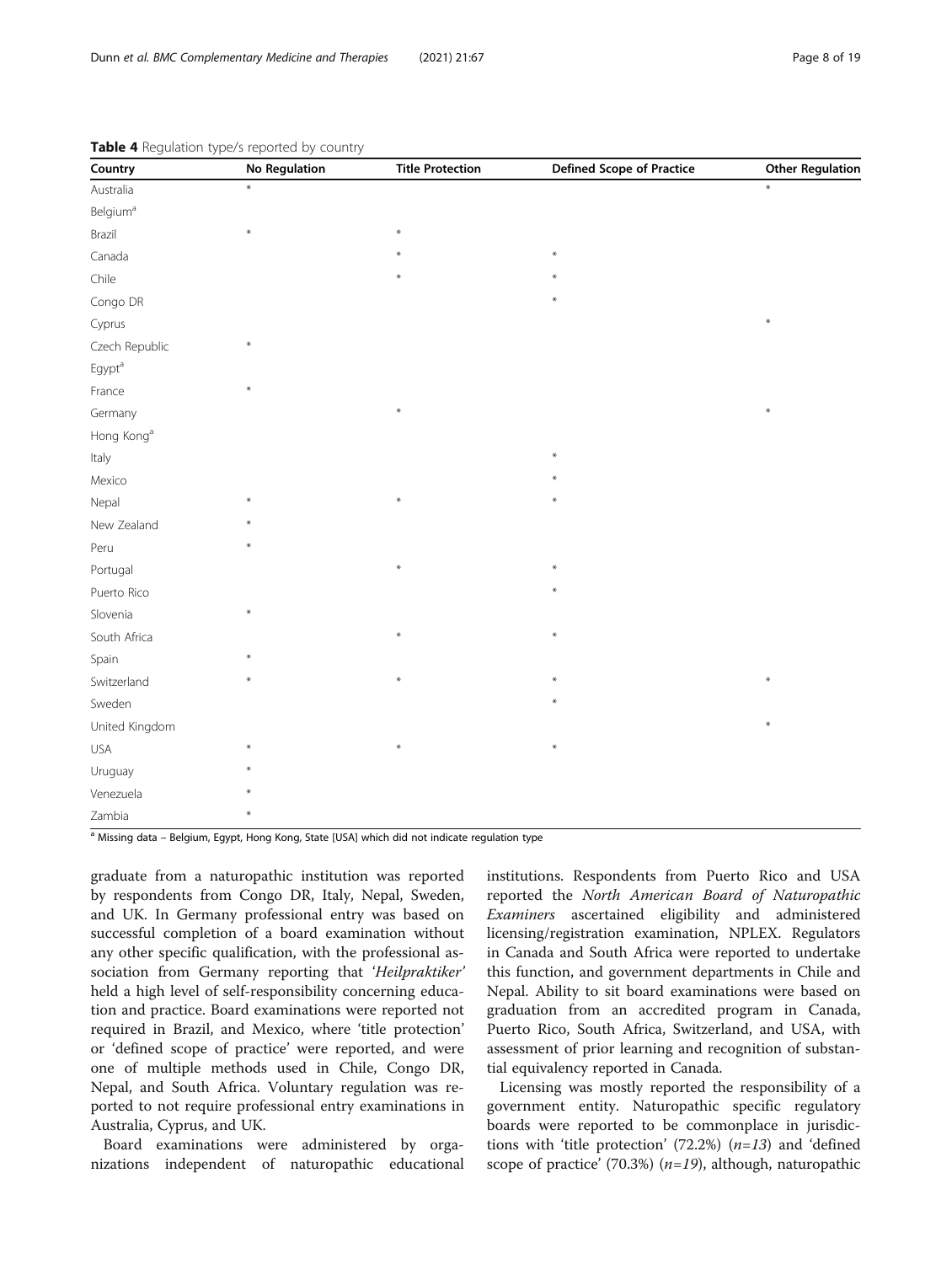**Table 4** Regulation type/s reported by country

| Country | No Regulation | Title Protection | Defined Scope of Practice | Other Regulation |
| --- | --- | --- | --- | --- |
| Australia | * | | | * |
| Belgium[a] | | | | |
| Brazil | * | * | | |
| Canada | | * | * | |
| Chile | | * | * | |
| Congo DR | | | * | |
| Cyprus | | | | * |
| Czech Republic | * | | | |
| Egypt[a] | | | | |
| France | * | | | |
| Germany | | * | | * |
| Hong Kong[a] | | | | |
| Italy | | | * | |
| Mexico | | | * | |
| Nepal | * | * | * | |
| New Zealand | * | | | |
| Peru | * | | | |
| Portugal | | * | * | |
| Puerto Rico | | | * | |
| Slovenia | * | | | |
| South Africa | | * | * | |
| Spain | * | | | |
| Switzerland | * | * | * | * |
| Sweden | | | * | |
| United Kingdom | | | | * |
| USA | * | * | * | |
| Uruguay | * | | | |
| Venezuela | * | | | |
| Zambia | * | | | |

[a] Missing data – Belgium, Egypt, Hong Kong, State [USA] which did not indicate regulation type

graduate from a naturopathic institution was reported by respondents from Congo DR, Italy, Nepal, Sweden, and UK. In Germany professional entry was based on successful completion of a board examination without any other specific qualification, with the professional association from Germany reporting that '*Heilpraktiker*' held a high level of self-responsibility concerning education and practice. Board examinations were reported not required in Brazil, and Mexico, where 'title protection' or 'defined scope of practice' were reported, and were one of multiple methods used in Chile, Congo DR, Nepal, and South Africa. Voluntary regulation was reported to not require professional entry examinations in Australia, Cyprus, and UK.

Board examinations were administered by organizations independent of naturopathic educational institutions. Respondents from Puerto Rico and USA reported the *North American Board of Naturopathic Examiners* ascertained eligibility and administered licensing/registration examination, NPLEX. Regulators in Canada and South Africa were reported to undertake this function, and government departments in Chile and Nepal. Ability to sit board examinations were based on graduation from an accredited program in Canada, Puerto Rico, South Africa, Switzerland, and USA, with assessment of prior learning and recognition of substantial equivalency reported in Canada.

Licensing was mostly reported the responsibility of a government entity. Naturopathic specific regulatory boards were reported to be commonplace in jurisdictions with 'title protection' (72.2%) ($n=13$) and 'defined scope of practice' (70.3%) ($n=19$), although, naturopathic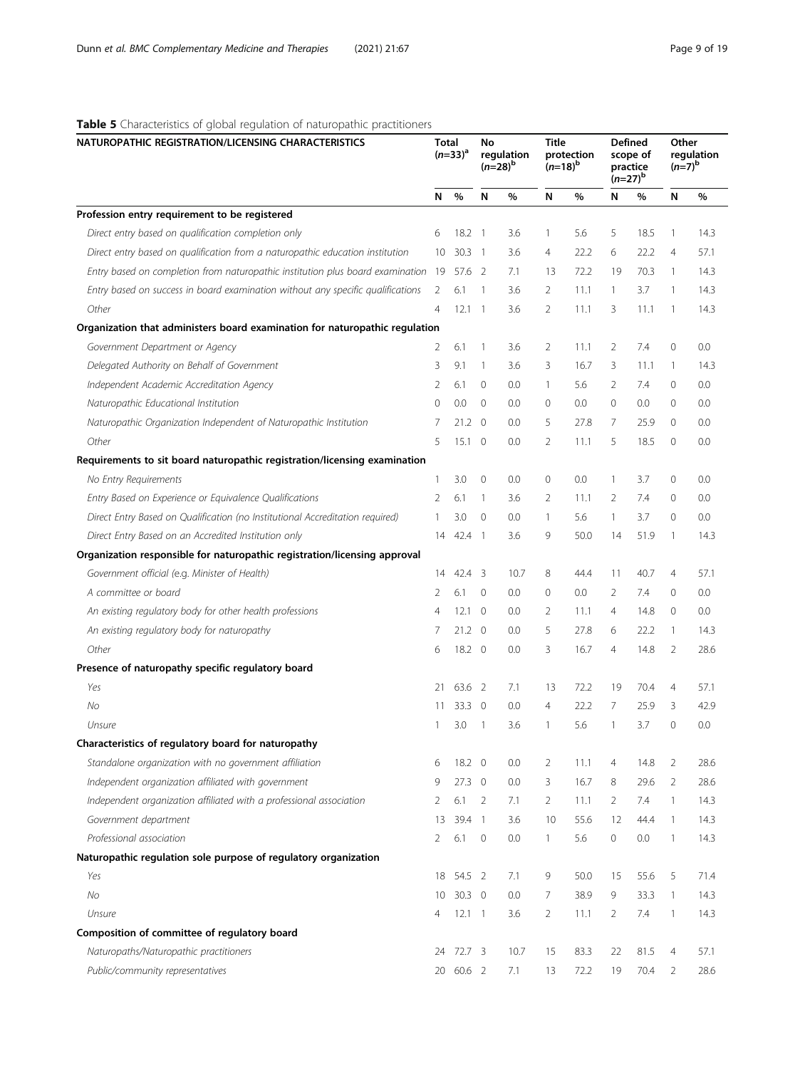**Table 5** Characteristics of global regulation of naturopathic practitioners

| NATUROPATHIC REGISTRATION/LICENSING CHARACTERISTICS | Total (n=33)[a] | | No regulation (n=28)[b] | | Title protection (n=18)[b] | | Defined scope of practice (n=27)[b] | | Other regulation (n=7)[b] | |
|---|---|---|---|---|---|---|---|---|---|---|
| | N | % | N | % | N | % | N | % | N | % |
| **Profession entry requirement to be registered** | | | | | | | | | | |
| *Direct entry based on qualification completion only* | 6 | 18.2 | 1 | 3.6 | 1 | 5.6 | 5 | 18.5 | 1 | 14.3 |
| *Direct entry based on qualification from a naturopathic education institution* | 10 | 30.3 | 1 | 3.6 | 4 | 22.2 | 6 | 22.2 | 4 | 57.1 |
| *Entry based on completion from naturopathic institution plus board examination* | 19 | 57.6 | 2 | 7.1 | 13 | 72.2 | 19 | 70.3 | 1 | 14.3 |
| *Entry based on success in board examination without any specific qualifications* | 2 | 6.1 | 1 | 3.6 | 2 | 11.1 | 1 | 3.7 | 1 | 14.3 |
| *Other* | 4 | 12.1 | 1 | 3.6 | 2 | 11.1 | 3 | 11.1 | 1 | 14.3 |
| **Organization that administers board examination for naturopathic regulation** | | | | | | | | | | |
| *Government Department or Agency* | 2 | 6.1 | 1 | 3.6 | 2 | 11.1 | 2 | 7.4 | 0 | 0.0 |
| *Delegated Authority on Behalf of Government* | 3 | 9.1 | 1 | 3.6 | 3 | 16.7 | 3 | 11.1 | 1 | 14.3 |
| *Independent Academic Accreditation Agency* | 2 | 6.1 | 0 | 0.0 | 1 | 5.6 | 2 | 7.4 | 0 | 0.0 |
| *Naturopathic Educational Institution* | 0 | 0.0 | 0 | 0.0 | 0 | 0.0 | 0 | 0.0 | 0 | 0.0 |
| *Naturopathic Organization Independent of Naturopathic Institution* | 7 | 21.2 | 0 | 0.0 | 5 | 27.8 | 7 | 25.9 | 0 | 0.0 |
| *Other* | 5 | 15.1 | 0 | 0.0 | 2 | 11.1 | 5 | 18.5 | 0 | 0.0 |
| **Requirements to sit board naturopathic registration/licensing examination** | | | | | | | | | | |
| *No Entry Requirements* | 1 | 3.0 | 0 | 0.0 | 0 | 0.0 | 1 | 3.7 | 0 | 0.0 |
| *Entry Based on Experience or Equivalence Qualifications* | 2 | 6.1 | 1 | 3.6 | 2 | 11.1 | 2 | 7.4 | 0 | 0.0 |
| *Direct Entry Based on Qualification (no Institutional Accreditation required)* | 1 | 3.0 | 0 | 0.0 | 1 | 5.6 | 1 | 3.7 | 0 | 0.0 |
| *Direct Entry Based on an Accredited Institution only* | 14 | 42.4 | 1 | 3.6 | 9 | 50.0 | 14 | 51.9 | 1 | 14.3 |
| **Organization responsible for naturopathic registration/licensing approval** | | | | | | | | | | |
| *Government official (e.g. Minister of Health)* | 14 | 42.4 | 3 | 10.7 | 8 | 44.4 | 11 | 40.7 | 4 | 57.1 |
| *A committee or board* | 2 | 6.1 | 0 | 0.0 | 0 | 0.0 | 2 | 7.4 | 0 | 0.0 |
| *An existing regulatory body for other health professions* | 4 | 12.1 | 0 | 0.0 | 2 | 11.1 | 4 | 14.8 | 0 | 0.0 |
| *An existing regulatory body for naturopathy* | 7 | 21.2 | 0 | 0.0 | 5 | 27.8 | 6 | 22.2 | 1 | 14.3 |
| *Other* | 6 | 18.2 | 0 | 0.0 | 3 | 16.7 | 4 | 14.8 | 2 | 28.6 |
| **Presence of naturopathy specific regulatory board** | | | | | | | | | | |
| *Yes* | 21 | 63.6 | 2 | 7.1 | 13 | 72.2 | 19 | 70.4 | 4 | 57.1 |
| *No* | 11 | 33.3 | 0 | 0.0 | 4 | 22.2 | 7 | 25.9 | 3 | 42.9 |
| *Unsure* | 1 | 3.0 | 1 | 3.6 | 1 | 5.6 | 1 | 3.7 | 0 | 0.0 |
| **Characteristics of regulatory board for naturopathy** | | | | | | | | | | |
| *Standalone organization with no government affiliation* | 6 | 18.2 | 0 | 0.0 | 2 | 11.1 | 4 | 14.8 | 2 | 28.6 |
| *Independent organization affiliated with government* | 9 | 27.3 | 0 | 0.0 | 3 | 16.7 | 8 | 29.6 | 2 | 28.6 |
| *Independent organization affiliated with a professional association* | 2 | 6.1 | 2 | 7.1 | 2 | 11.1 | 2 | 7.4 | 1 | 14.3 |
| *Government department* | 13 | 39.4 | 1 | 3.6 | 10 | 55.6 | 12 | 44.4 | 1 | 14.3 |
| *Professional association* | 2 | 6.1 | 0 | 0.0 | 1 | 5.6 | 0 | 0.0 | 1 | 14.3 |
| **Naturopathic regulation sole purpose of regulatory organization** | | | | | | | | | | |
| *Yes* | 18 | 54.5 | 2 | 7.1 | 9 | 50.0 | 15 | 55.6 | 5 | 71.4 |
| *No* | 10 | 30.3 | 0 | 0.0 | 7 | 38.9 | 9 | 33.3 | 1 | 14.3 |
| *Unsure* | 4 | 12.1 | 1 | 3.6 | 2 | 11.1 | 2 | 7.4 | 1 | 14.3 |
| **Composition of committee of regulatory board** | | | | | | | | | | |
| *Naturopaths/Naturopathic practitioners* | 24 | 72.7 | 3 | 10.7 | 15 | 83.3 | 22 | 81.5 | 4 | 57.1 |
| *Public/community representatives* | 20 | 60.6 | 2 | 7.1 | 13 | 72.2 | 19 | 70.4 | 2 | 28.6 |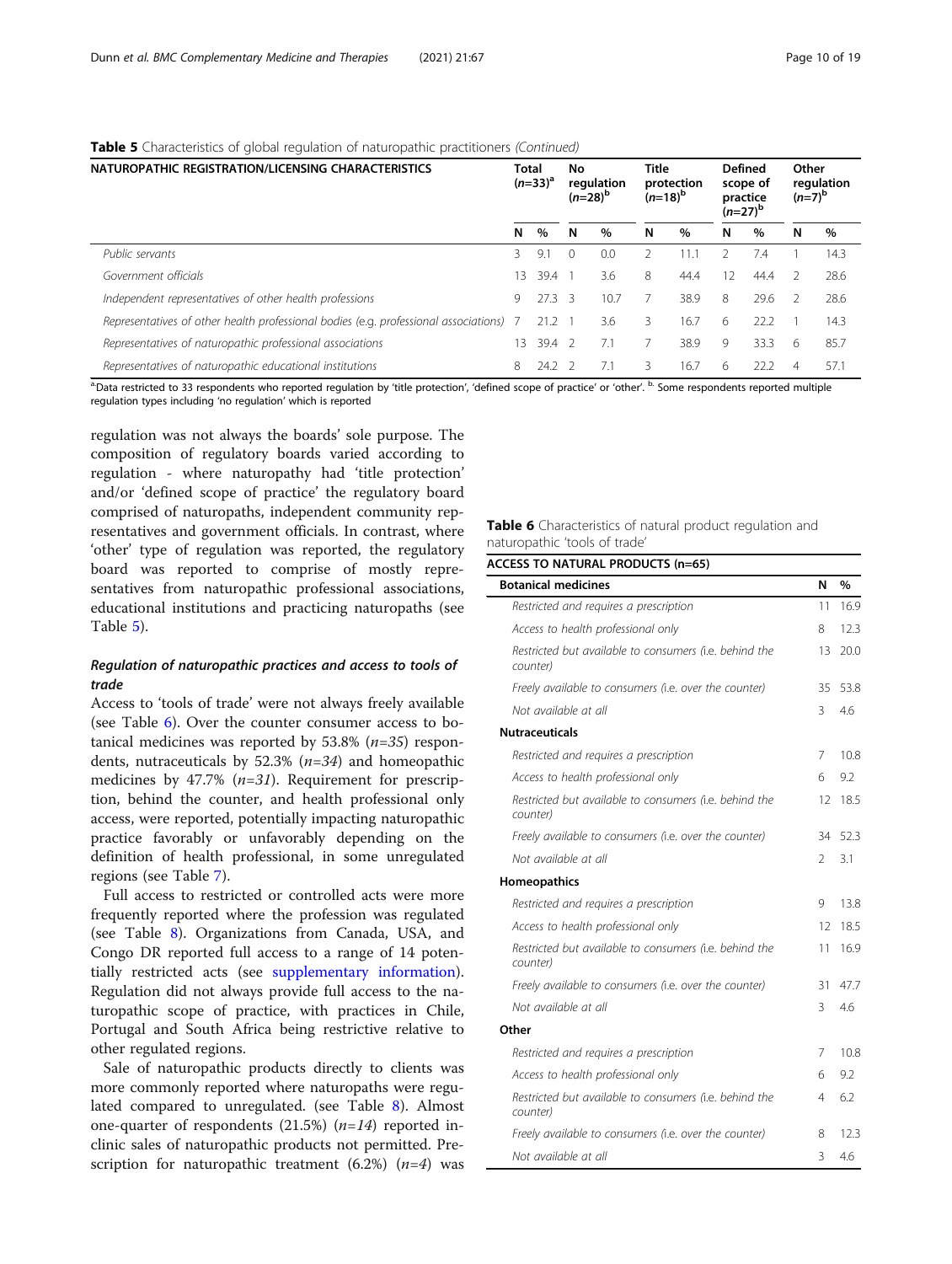**Table 5** Characteristics of global regulation of naturopathic practitioners *(Continued)*

| NATUROPATHIC REGISTRATION/LICENSING CHARACTERISTICS | Total (n=33)[a] | | No regulation (n=28)[b] | | Title protection (n=18)[b] | | Defined scope of practice (n=27)[b] | | Other regulation (n=7)[b] | |
|---|---|---|---|---|---|---|---|---|---|---|
| | N | % | N | % | N | % | N | % | N | % |
| *Public servants* | 3 | 9.1 | 0 | 0.0 | 2 | 11.1 | 2 | 7.4 | 1 | 14.3 |
| *Government officials* | 13 | 39.4 | 1 | 3.6 | 8 | 44.4 | 12 | 44.4 | 2 | 28.6 |
| *Independent representatives of other health professions* | 9 | 27.3 | 3 | 10.7 | 7 | 38.9 | 8 | 29.6 | 2 | 28.6 |
| *Representatives of other health professional bodies (e.g. professional associations)* | 7 | 21.2 | 1 | 3.6 | 3 | 16.7 | 6 | 22.2 | 1 | 14.3 |
| *Representatives of naturopathic professional associations* | 13 | 39.4 | 2 | 7.1 | 7 | 38.9 | 9 | 33.3 | 6 | 85.7 |
| *Representatives of naturopathic educational institutions* | 8 | 24.2 | 2 | 7.1 | 3 | 16.7 | 6 | 22.2 | 4 | 57.1 |

[a]Data restricted to 33 respondents who reported regulation by 'title protection', 'defined scope of practice' or 'other'. [b] Some respondents reported multiple regulation types including 'no regulation' which is reported

regulation was not always the boards' sole purpose. The composition of regulatory boards varied according to regulation - where naturopathy had 'title protection' and/or 'defined scope of practice' the regulatory board comprised of naturopaths, independent community representatives and government officials. In contrast, where 'other' type of regulation was reported, the regulatory board was reported to comprise of mostly representatives from naturopathic professional associations, educational institutions and practicing naturopaths (see Table 5).

### *Regulation of naturopathic practices and access to tools of trade*

Access to 'tools of trade' were not always freely available (see Table 6). Over the counter consumer access to botanical medicines was reported by 53.8% (*n=35*) respondents, nutraceuticals by 52.3% (*n=34*) and homeopathic medicines by 47.7% (*n=31*). Requirement for prescription, behind the counter, and health professional only access, were reported, potentially impacting naturopathic practice favorably or unfavorably depending on the definition of health professional, in some unregulated regions (see Table 7).

Full access to restricted or controlled acts were more frequently reported where the profession was regulated (see Table 8). Organizations from Canada, USA, and Congo DR reported full access to a range of 14 potentially restricted acts (see supplementary information). Regulation did not always provide full access to the naturopathic scope of practice, with practices in Chile, Portugal and South Africa being restrictive relative to other regulated regions.

Sale of naturopathic products directly to clients was more commonly reported where naturopaths were regulated compared to unregulated. (see Table 8). Almost one-quarter of respondents (21.5%) (*n=14*) reported in-clinic sales of naturopathic products not permitted. Prescription for naturopathic treatment (6.2%) (*n=4*) was

**Table 6** Characteristics of natural product regulation and naturopathic 'tools of trade'

| ACCESS TO NATURAL PRODUCTS (n=65) | | |
|---|---|---|
| **Botanical medicines** | **N** | **%** |
| *Restricted and requires a prescription* | 11 | 16.9 |
| *Access to health professional only* | 8 | 12.3 |
| *Restricted but available to consumers (i.e. behind the counter)* | 13 | 20.0 |
| *Freely available to consumers (i.e. over the counter)* | 35 | 53.8 |
| *Not available at all* | 3 | 4.6 |
| **Nutraceuticals** | | |
| *Restricted and requires a prescription* | 7 | 10.8 |
| *Access to health professional only* | 6 | 9.2 |
| *Restricted but available to consumers (i.e. behind the counter)* | 12 | 18.5 |
| *Freely available to consumers (i.e. over the counter)* | 34 | 52.3 |
| *Not available at all* | 2 | 3.1 |
| **Homeopathics** | | |
| *Restricted and requires a prescription* | 9 | 13.8 |
| *Access to health professional only* | 12 | 18.5 |
| *Restricted but available to consumers (i.e. behind the counter)* | 11 | 16.9 |
| *Freely available to consumers (i.e. over the counter)* | 31 | 47.7 |
| *Not available at all* | 3 | 4.6 |
| **Other** | | |
| *Restricted and requires a prescription* | 7 | 10.8 |
| *Access to health professional only* | 6 | 9.2 |
| *Restricted but available to consumers (i.e. behind the counter)* | 4 | 6.2 |
| *Freely available to consumers (i.e. over the counter)* | 8 | 12.3 |
| *Not available at all* | 3 | 4.6 |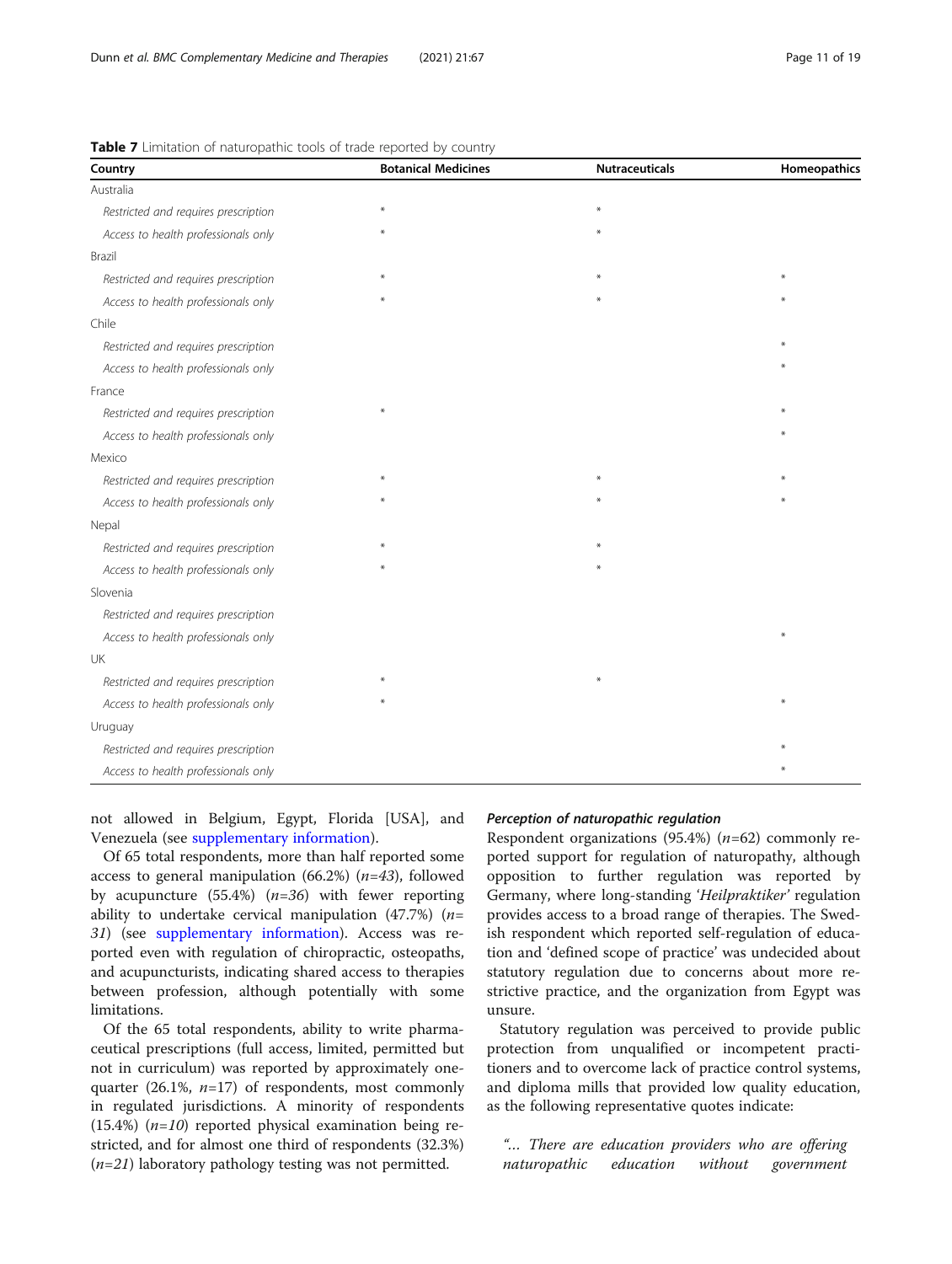**Table 7** Limitation of naturopathic tools of trade reported by country

| Country | Botanical Medicines | Nutraceuticals | Homeopathics |
|---|---|---|---|
| Australia | | | |
| *Restricted and requires prescription* | * | * | |
| *Access to health professionals only* | * | * | |
| Brazil | | | |
| *Restricted and requires prescription* | * | * | * |
| *Access to health professionals only* | * | * | * |
| Chile | | | |
| *Restricted and requires prescription* | | | * |
| *Access to health professionals only* | | | * |
| France | | | |
| *Restricted and requires prescription* | * | | * |
| *Access to health professionals only* | | | * |
| Mexico | | | |
| *Restricted and requires prescription* | * | * | * |
| *Access to health professionals only* | * | * | * |
| Nepal | | | |
| *Restricted and requires prescription* | * | * | |
| *Access to health professionals only* | * | * | |
| Slovenia | | | |
| *Restricted and requires prescription* | | | |
| *Access to health professionals only* | | | * |
| UK | | | |
| *Restricted and requires prescription* | * | * | |
| *Access to health professionals only* | * | | * |
| Uruguay | | | |
| *Restricted and requires prescription* | | | * |
| *Access to health professionals only* | | | * |

not allowed in Belgium, Egypt, Florida [USA], and Venezuela (see supplementary information).

Of 65 total respondents, more than half reported some access to general manipulation (66.2%) (*n=43*), followed by acupuncture (55.4%) (*n=36*) with fewer reporting ability to undertake cervical manipulation (47.7%) (*n= 31*) (see supplementary information). Access was reported even with regulation of chiropractic, osteopaths, and acupuncturists, indicating shared access to therapies between profession, although potentially with some limitations.

Of the 65 total respondents, ability to write pharmaceutical prescriptions (full access, limited, permitted but not in curriculum) was reported by approximately one-quarter (26.1%, *n*=17) of respondents, most commonly in regulated jurisdictions. A minority of respondents (15.4%) (*n=10*) reported physical examination being restricted, and for almost one third of respondents (32.3%) (*n=21*) laboratory pathology testing was not permitted.

#### *Perception of naturopathic regulation*

Respondent organizations (95.4%) (*n*=62) commonly reported support for regulation of naturopathy, although opposition to further regulation was reported by Germany, where long-standing '*Heilpraktiker*' regulation provides access to a broad range of therapies. The Swedish respondent which reported self-regulation of education and 'defined scope of practice' was undecided about statutory regulation due to concerns about more restrictive practice, and the organization from Egypt was unsure.

Statutory regulation was perceived to provide public protection from unqualified or incompetent practitioners and to overcome lack of practice control systems, and diploma mills that provided low quality education, as the following representative quotes indicate:

*"… There are education providers who are offering naturopathic education without government*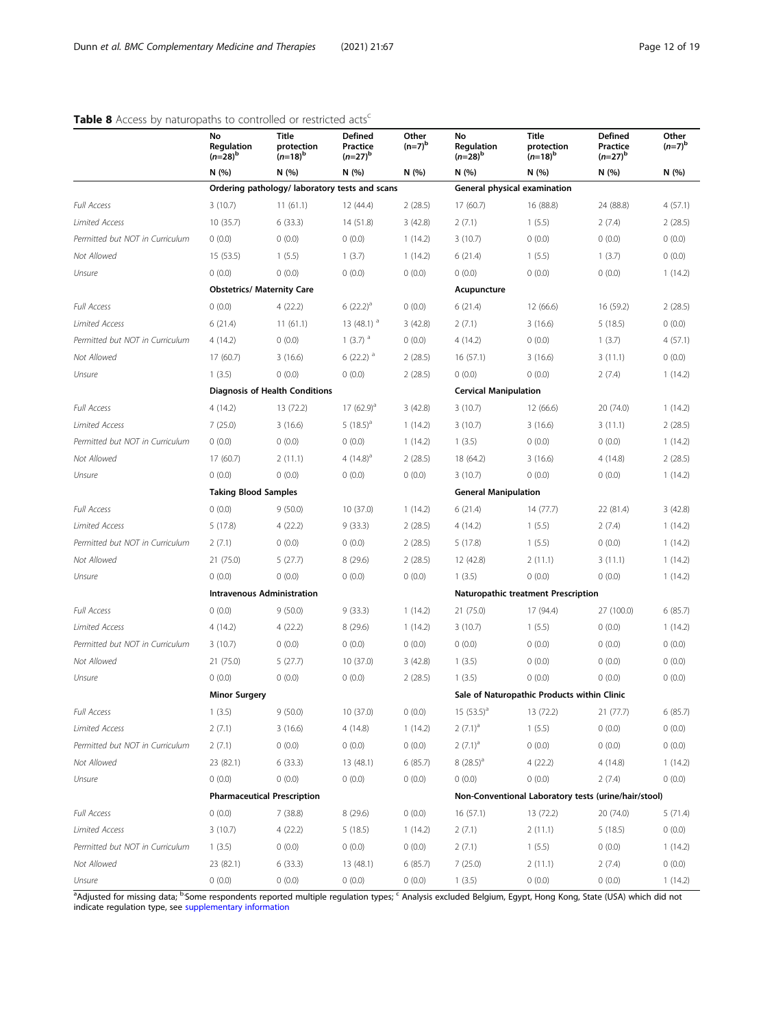**Table 8** Access by naturopaths to controlled or restricted acts[c]

| | No Regulation (n=28)[b] | Title protection (n=18)[b] | Defined Practice (n=27)[b] | Other (n=7)[b] | No Regulation (n=28)[b] | Title protection (n=18)[b] | Defined Practice (n=27)[b] | Other (n=7)[b] |
|---|---|---|---|---|---|---|---|---|
| | N (%) | N (%) | N (%) | N (%) | N (%) | N (%) | N (%) | N (%) |
| | **Ordering pathology/ laboratory tests and scans** | | | | **General physical examination** | | | |
| *Full Access* | 3 (10.7) | 11 (61.1) | 12 (44.4) | 2 (28.5) | 17 (60.7) | 16 (88.8) | 24 (88.8) | 4 (57.1) |
| *Limited Access* | 10 (35.7) | 6 (33.3) | 14 (51.8) | 3 (42.8) | 2 (7.1) | 1 (5.5) | 2 (7.4) | 2 (28.5) |
| *Permitted but NOT in Curriculum* | 0 (0.0) | 0 (0.0) | 0 (0.0) | 1 (14.2) | 3 (10.7) | 0 (0.0) | 0 (0.0) | 0 (0.0) |
| *Not Allowed* | 15 (53.5) | 1 (5.5) | 1 (3.7) | 1 (14.2) | 6 (21.4) | 1 (5.5) | 1 (3.7) | 0 (0.0) |
| *Unsure* | 0 (0.0) | 0 (0.0) | 0 (0.0) | 0 (0.0) | 0 (0.0) | 0 (0.0) | 0 (0.0) | 1 (14.2) |
| | **Obstetrics/ Maternity Care** | | | | **Acupuncture** | | | |
| *Full Access* | 0 (0.0) | 4 (22.2) | 6 (22.2)[a] | 0 (0.0) | 6 (21.4) | 12 (66.6) | 16 (59.2) | 2 (28.5) |
| *Limited Access* | 6 (21.4) | 11 (61.1) | 13 (48.1)[a] | 3 (42.8) | 2 (7.1) | 3 (16.6) | 5 (18.5) | 0 (0.0) |
| *Permitted but NOT in Curriculum* | 4 (14.2) | 0 (0.0) | 1 (3.7)[a] | 0 (0.0) | 4 (14.2) | 0 (0.0) | 1 (3.7) | 4 (57.1) |
| *Not Allowed* | 17 (60.7) | 3 (16.6) | 6 (22.2)[a] | 2 (28.5) | 16 (57.1) | 3 (16.6) | 3 (11.1) | 0 (0.0) |
| *Unsure* | 1 (3.5) | 0 (0.0) | 0 (0.0) | 2 (28.5) | 0 (0.0) | 0 (0.0) | 2 (7.4) | 1 (14.2) |
| | **Diagnosis of Health Conditions** | | | | **Cervical Manipulation** | | | |
| *Full Access* | 4 (14.2) | 13 (72.2) | 17 (62.9)[a] | 3 (42.8) | 3 (10.7) | 12 (66.6) | 20 (74.0) | 1 (14.2) |
| *Limited Access* | 7 (25.0) | 3 (16.6) | 5 (18.5)[a] | 1 (14.2) | 3 (10.7) | 3 (16.6) | 3 (11.1) | 2 (28.5) |
| *Permitted but NOT in Curriculum* | 0 (0.0) | 0 (0.0) | 0 (0.0) | 1 (14.2) | 1 (3.5) | 0 (0.0) | 0 (0.0) | 1 (14.2) |
| *Not Allowed* | 17 (60.7) | 2 (11.1) | 4 (14.8)[a] | 2 (28.5) | 18 (64.2) | 3 (16.6) | 4 (14.8) | 2 (28.5) |
| *Unsure* | 0 (0.0) | 0 (0.0) | 0 (0.0) | 0 (0.0) | 3 (10.7) | 0 (0.0) | 0 (0.0) | 1 (14.2) |
| | **Taking Blood Samples** | | | | **General Manipulation** | | | |
| *Full Access* | 0 (0.0) | 9 (50.0) | 10 (37.0) | 1 (14.2) | 6 (21.4) | 14 (77.7) | 22 (81.4) | 3 (42.8) |
| *Limited Access* | 5 (17.8) | 4 (22.2) | 9 (33.3) | 2 (28.5) | 4 (14.2) | 1 (5.5) | 2 (7.4) | 1 (14.2) |
| *Permitted but NOT in Curriculum* | 2 (7.1) | 0 (0.0) | 0 (0.0) | 2 (28.5) | 5 (17.8) | 1 (5.5) | 0 (0.0) | 1 (14.2) |
| *Not Allowed* | 21 (75.0) | 5 (27.7) | 8 (29.6) | 2 (28.5) | 12 (42.8) | 2 (11.1) | 3 (11.1) | 1 (14.2) |
| *Unsure* | 0 (0.0) | 0 (0.0) | 0 (0.0) | 0 (0.0) | 1 (3.5) | 0 (0.0) | 0 (0.0) | 1 (14.2) |
| | **Intravenous Administration** | | | | **Naturopathic treatment Prescription** | | | |
| *Full Access* | 0 (0.0) | 9 (50.0) | 9 (33.3) | 1 (14.2) | 21 (75.0) | 17 (94.4) | 27 (100.0) | 6 (85.7) |
| *Limited Access* | 4 (14.2) | 4 (22.2) | 8 (29.6) | 1 (14.2) | 3 (10.7) | 1 (5.5) | 0 (0.0) | 1 (14.2) |
| *Permitted but NOT in Curriculum* | 3 (10.7) | 0 (0.0) | 0 (0.0) | 0 (0.0) | 0 (0.0) | 0 (0.0) | 0 (0.0) | 0 (0.0) |
| *Not Allowed* | 21 (75.0) | 5 (27.7) | 10 (37.0) | 3 (42.8) | 1 (3.5) | 0 (0.0) | 0 (0.0) | 0 (0.0) |
| *Unsure* | 0 (0.0) | 0 (0.0) | 0 (0.0) | 2 (28.5) | 1 (3.5) | 0 (0.0) | 0 (0.0) | 0 (0.0) |
| | **Minor Surgery** | | | | **Sale of Naturopathic Products within Clinic** | | | |
| *Full Access* | 1 (3.5) | 9 (50.0) | 10 (37.0) | 0 (0.0) | 15 (53.5)[a] | 13 (72.2) | 21 (77.7) | 6 (85.7) |
| *Limited Access* | 2 (7.1) | 3 (16.6) | 4 (14.8) | 1 (14.2) | 2 (7.1)[a] | 1 (5.5) | 0 (0.0) | 0 (0.0) |
| *Permitted but NOT in Curriculum* | 2 (7.1) | 0 (0.0) | 0 (0.0) | 0 (0.0) | 2 (7.1)[a] | 0 (0.0) | 0 (0.0) | 0 (0.0) |
| *Not Allowed* | 23 (82.1) | 6 (33.3) | 13 (48.1) | 6 (85.7) | 8 (28.5)[a] | 4 (22.2) | 4 (14.8) | 1 (14.2) |
| *Unsure* | 0 (0.0) | 0 (0.0) | 0 (0.0) | 0 (0.0) | 0 (0.0) | 0 (0.0) | 2 (7.4) | 0 (0.0) |
| | **Pharmaceutical Prescription** | | | | **Non-Conventional Laboratory tests (urine/hair/stool)** | | | |
| *Full Access* | 0 (0.0) | 7 (38.8) | 8 (29.6) | 0 (0.0) | 16 (57.1) | 13 (72.2) | 20 (74.0) | 5 (71.4) |
| *Limited Access* | 3 (10.7) | 4 (22.2) | 5 (18.5) | 1 (14.2) | 2 (7.1) | 2 (11.1) | 5 (18.5) | 0 (0.0) |
| *Permitted but NOT in Curriculum* | 1 (3.5) | 0 (0.0) | 0 (0.0) | 0 (0.0) | 2 (7.1) | 1 (5.5) | 0 (0.0) | 1 (14.2) |
| *Not Allowed* | 23 (82.1) | 6 (33.3) | 13 (48.1) | 6 (85.7) | 7 (25.0) | 2 (11.1) | 2 (7.4) | 0 (0.0) |
| *Unsure* | 0 (0.0) | 0 (0.0) | 0 (0.0) | 0 (0.0) | 1 (3.5) | 0 (0.0) | 0 (0.0) | 1 (14.2) |

[a]Adjusted for missing data; [b]Some respondents reported multiple regulation types; [c] Analysis excluded Belgium, Egypt, Hong Kong, State (USA) which did not indicate regulation type, see supplementary information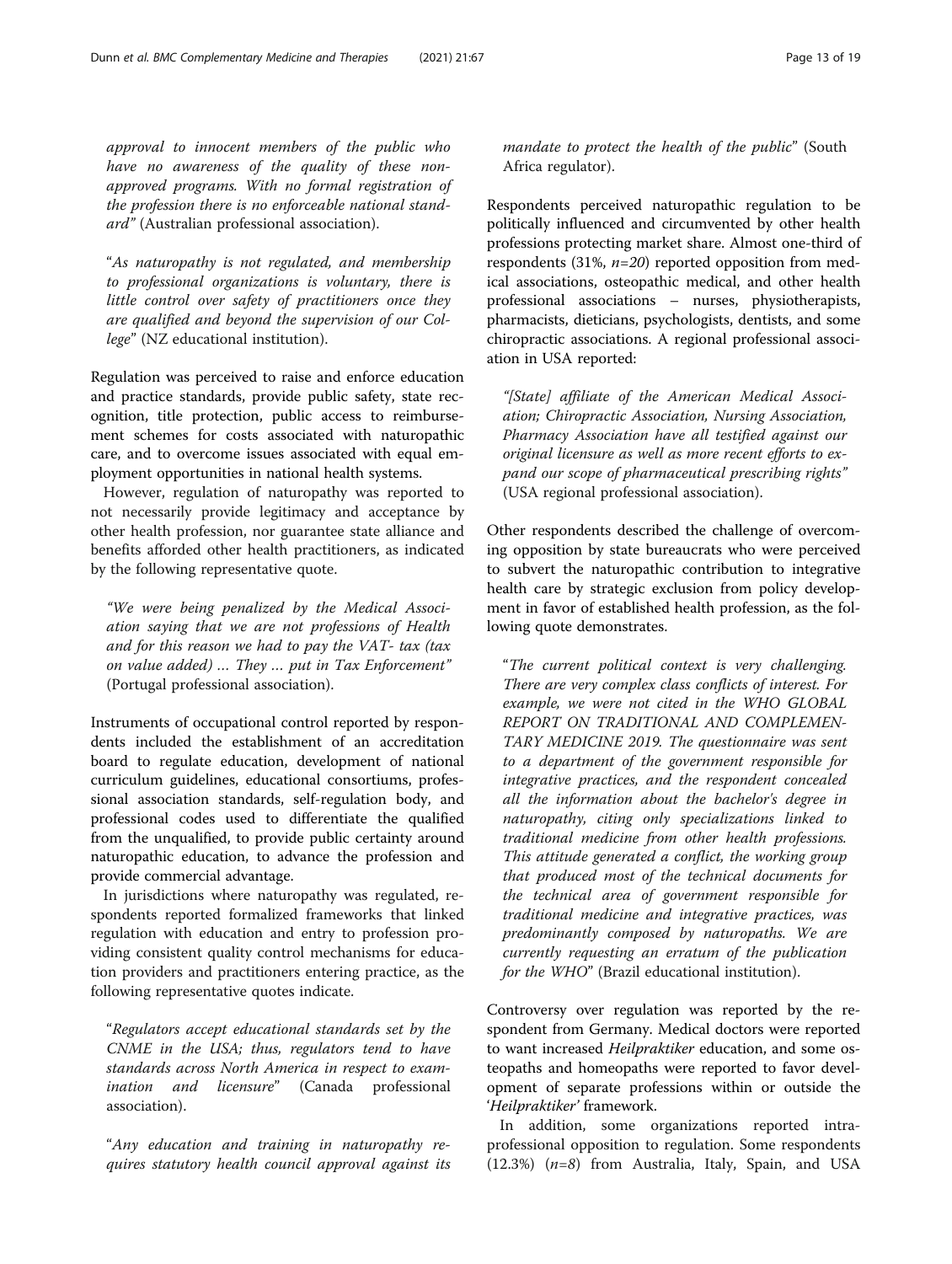*approval to innocent members of the public who have no awareness of the quality of these non-approved programs. With no formal registration of the profession there is no enforceable national standard"* (Australian professional association).

"*As naturopathy is not regulated, and membership to professional organizations is voluntary, there is little control over safety of practitioners once they are qualified and beyond the supervision of our College*" (NZ educational institution).

Regulation was perceived to raise and enforce education and practice standards, provide public safety, state recognition, title protection, public access to reimbursement schemes for costs associated with naturopathic care, and to overcome issues associated with equal employment opportunities in national health systems.

However, regulation of naturopathy was reported to not necessarily provide legitimacy and acceptance by other health profession, nor guarantee state alliance and benefits afforded other health practitioners, as indicated by the following representative quote.

*"We were being penalized by the Medical Association saying that we are not professions of Health and for this reason we had to pay the VAT- tax (tax on value added) … They … put in Tax Enforcement"* (Portugal professional association).

Instruments of occupational control reported by respondents included the establishment of an accreditation board to regulate education, development of national curriculum guidelines, educational consortiums, professional association standards, self-regulation body, and professional codes used to differentiate the qualified from the unqualified, to provide public certainty around naturopathic education, to advance the profession and provide commercial advantage.

In jurisdictions where naturopathy was regulated, respondents reported formalized frameworks that linked regulation with education and entry to profession providing consistent quality control mechanisms for education providers and practitioners entering practice, as the following representative quotes indicate.

"*Regulators accept educational standards set by the CNME in the USA; thus, regulators tend to have standards across North America in respect to examination and licensure*" (Canada professional association).

"*Any education and training in naturopathy requires statutory health council approval against its mandate to protect the health of the public*" (South Africa regulator).

Respondents perceived naturopathic regulation to be politically influenced and circumvented by other health professions protecting market share. Almost one-third of respondents (31%, *n=20*) reported opposition from medical associations, osteopathic medical, and other health professional associations – nurses, physiotherapists, pharmacists, dieticians, psychologists, dentists, and some chiropractic associations. A regional professional association in USA reported:

*"[State] affiliate of the American Medical Association; Chiropractic Association, Nursing Association, Pharmacy Association have all testified against our original licensure as well as more recent efforts to expand our scope of pharmaceutical prescribing rights"* (USA regional professional association).

Other respondents described the challenge of overcoming opposition by state bureaucrats who were perceived to subvert the naturopathic contribution to integrative health care by strategic exclusion from policy development in favor of established health profession, as the following quote demonstrates.

"*The current political context is very challenging. There are very complex class conflicts of interest. For example, we were not cited in the WHO GLOBAL REPORT ON TRADITIONAL AND COMPLEMENTARY MEDICINE 2019. The questionnaire was sent to a department of the government responsible for integrative practices, and the respondent concealed all the information about the bachelor's degree in naturopathy, citing only specializations linked to traditional medicine from other health professions. This attitude generated a conflict, the working group that produced most of the technical documents for the technical area of government responsible for traditional medicine and integrative practices, was predominantly composed by naturopaths. We are currently requesting an erratum of the publication for the WHO*" (Brazil educational institution).

Controversy over regulation was reported by the respondent from Germany. Medical doctors were reported to want increased *Heilpraktiker* education, and some osteopaths and homeopaths were reported to favor development of separate professions within or outside the '*Heilpraktiker'* framework.

In addition, some organizations reported intra-professional opposition to regulation. Some respondents (12.3%) (*n=8*) from Australia, Italy, Spain, and USA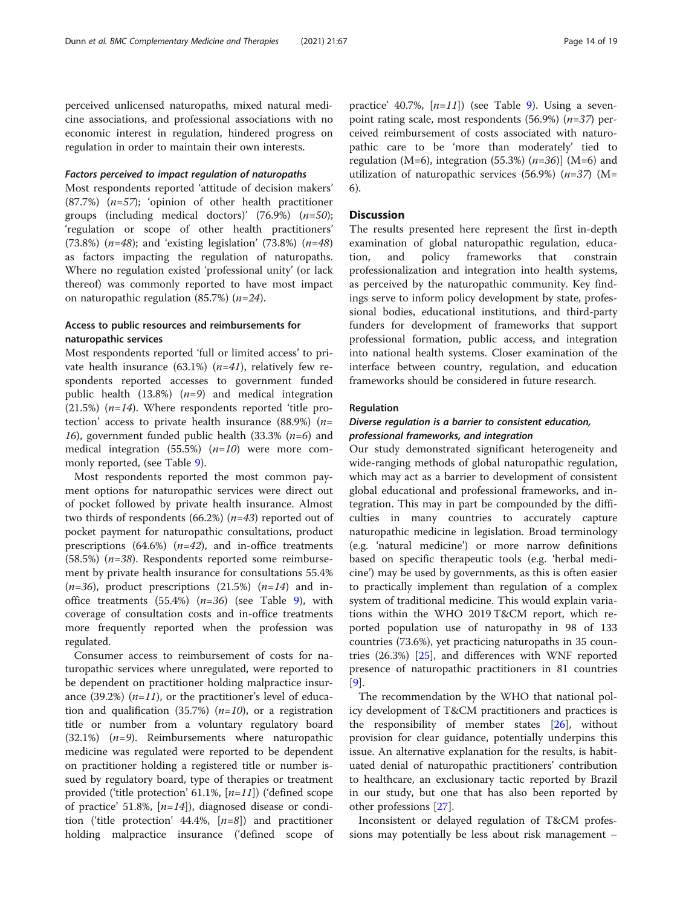perceived unlicensed naturopaths, mixed natural medicine associations, and professional associations with no economic interest in regulation, hindered progress on regulation in order to maintain their own interests.

#### Factors perceived to impact regulation of naturopaths

Most respondents reported 'attitude of decision makers' (87.7%) (*n=57*); 'opinion of other health practitioner groups (including medical doctors)' (76.9%) (*n=50*); 'regulation or scope of other health practitioners' (73.8%) (*n=48*); and 'existing legislation' (73.8%) (*n=48*) as factors impacting the regulation of naturopaths. Where no regulation existed 'professional unity' (or lack thereof) was commonly reported to have most impact on naturopathic regulation (85.7%) (*n=24*).

### Access to public resources and reimbursements for naturopathic services

Most respondents reported 'full or limited access' to private health insurance (63.1%) (*n=41*), relatively few respondents reported accesses to government funded public health (13.8%) (*n=9*) and medical integration (21.5%) (*n=14*). Where respondents reported 'title protection' access to private health insurance (88.9%) (*n= 16*), government funded public health (33.3% (*n=6*) and medical integration (55.5%) (*n=10*) were more commonly reported, (see Table 9).

Most respondents reported the most common payment options for naturopathic services were direct out of pocket followed by private health insurance. Almost two thirds of respondents (66.2%) (*n=43*) reported out of pocket payment for naturopathic consultations, product prescriptions (64.6%) (*n=42*), and in-office treatments (58.5%) (*n=38*). Respondents reported some reimbursement by private health insurance for consultations 55.4% (*n=36*), product prescriptions (21.5%) (*n=14*) and in-office treatments (55.4%) (*n=36*) (see Table 9), with coverage of consultation costs and in-office treatments more frequently reported when the profession was regulated.

Consumer access to reimbursement of costs for naturopathic services where unregulated, were reported to be dependent on practitioner holding malpractice insurance (39.2%) (*n=11*), or the practitioner's level of education and qualification (35.7%) (*n=10*), or a registration title or number from a voluntary regulatory board (32.1%) (*n=9*). Reimbursements where naturopathic medicine was regulated were reported to be dependent on practitioner holding a registered title or number issued by regulatory board, type of therapies or treatment provided ('title protection' 61.1%, [*n=11*]) ('defined scope of practice' 51.8%, [*n=14*]), diagnosed disease or condition ('title protection' 44.4%, [*n=8*]) and practitioner holding malpractice insurance ('defined scope of practice' 40.7%, [*n=11*]) (see Table 9). Using a seven-point rating scale, most respondents (56.9%) (*n=37*) perceived reimbursement of costs associated with naturopathic care to be 'more than moderately' tied to regulation (M=6), integration (55.3%) (*n=36*)] (M=6) and utilization of naturopathic services (56.9%) (*n=37*) (M= 6).

## Discussion

The results presented here represent the first in-depth examination of global naturopathic regulation, education, and policy frameworks that constrain professionalization and integration into health systems, as perceived by the naturopathic community. Key findings serve to inform policy development by state, professional bodies, educational institutions, and third-party funders for development of frameworks that support professional formation, public access, and integration into national health systems. Closer examination of the interface between country, regulation, and education frameworks should be considered in future research.

### Regulation

#### Diverse regulation is a barrier to consistent education, professional frameworks, and integration

Our study demonstrated significant heterogeneity and wide-ranging methods of global naturopathic regulation, which may act as a barrier to development of consistent global educational and professional frameworks, and integration. This may in part be compounded by the difficulties in many countries to accurately capture naturopathic medicine in legislation. Broad terminology (e.g. 'natural medicine') or more narrow definitions based on specific therapeutic tools (e.g. 'herbal medicine') may be used by governments, as this is often easier to practically implement than regulation of a complex system of traditional medicine. This would explain variations within the WHO 2019 T&CM report, which reported population use of naturopathy in 98 of 133 countries (73.6%), yet practicing naturopaths in 35 countries (26.3%) [25], and differences with WNF reported presence of naturopathic practitioners in 81 countries [9].

The recommendation by the WHO that national policy development of T&CM practitioners and practices is the responsibility of member states [26], without provision for clear guidance, potentially underpins this issue. An alternative explanation for the results, is habituated denial of naturopathic practitioners' contribution to healthcare, an exclusionary tactic reported by Brazil in our study, but one that has also been reported by other professions [27].

Inconsistent or delayed regulation of T&CM professions may potentially be less about risk management –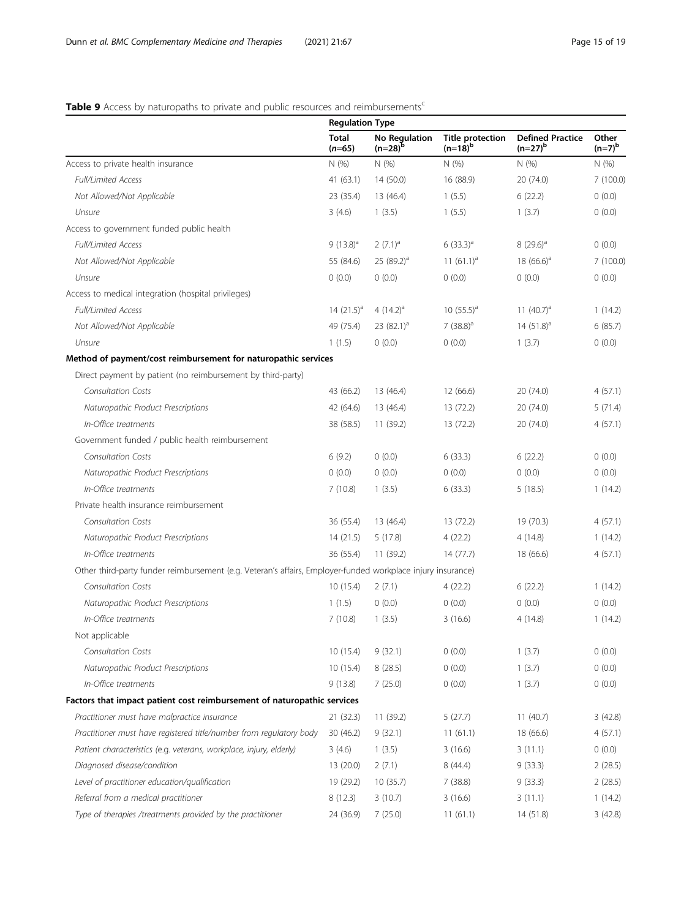**Table 9** Access by naturopaths to private and public resources and reimbursements[c]

| | Regulation Type | | | | |
|---|---|---|---|---|---|
| | Total (n=65) | No Regulation (n=28)[b] | Title protection (n=18)[b] | Defined Practice (n=27)[b] | Other (n=7)[b] |
| Access to private health insurance | N (%) | N (%) | N (%) | N (%) | N (%) |
| *Full/Limited Access* | 41 (63.1) | 14 (50.0) | 16 (88.9) | 20 (74.0) | 7 (100.0) |
| *Not Allowed/Not Applicable* | 23 (35.4) | 13 (46.4) | 1 (5.5) | 6 (22.2) | 0 (0.0) |
| *Unsure* | 3 (4.6) | 1 (3.5) | 1 (5.5) | 1 (3.7) | 0 (0.0) |
| Access to government funded public health | | | | | |
| *Full/Limited Access* | 9 (13.8)[a] | 2 (7.1)[a] | 6 (33.3)[a] | 8 (29.6)[a] | 0 (0.0) |
| *Not Allowed/Not Applicable* | 55 (84.6) | 25 (89.2)[a] | 11 (61.1)[a] | 18 (66.6)[a] | 7 (100.0) |
| *Unsure* | 0 (0.0) | 0 (0.0) | 0 (0.0) | 0 (0.0) | 0 (0.0) |
| Access to medical integration (hospital privileges) | | | | | |
| *Full/Limited Access* | 14 (21.5)[a] | 4 (14.2)[a] | 10 (55.5)[a] | 11 (40.7)[a] | 1 (14.2) |
| *Not Allowed/Not Applicable* | 49 (75.4) | 23 (82.1)[a] | 7 (38.8)[a] | 14 (51.8)[a] | 6 (85.7) |
| *Unsure* | 1 (1.5) | 0 (0.0) | 0 (0.0) | 1 (3.7) | 0 (0.0) |
| **Method of payment/cost reimbursement for naturopathic services** | | | | | |
| Direct payment by patient (no reimbursement by third-party) | | | | | |
| *Consultation Costs* | 43 (66.2) | 13 (46.4) | 12 (66.6) | 20 (74.0) | 4 (57.1) |
| *Naturopathic Product Prescriptions* | 42 (64.6) | 13 (46.4) | 13 (72.2) | 20 (74.0) | 5 (71.4) |
| *In-Office treatments* | 38 (58.5) | 11 (39.2) | 13 (72.2) | 20 (74.0) | 4 (57.1) |
| Government funded / public health reimbursement | | | | | |
| *Consultation Costs* | 6 (9.2) | 0 (0.0) | 6 (33.3) | 6 (22.2) | 0 (0.0) |
| *Naturopathic Product Prescriptions* | 0 (0.0) | 0 (0.0) | 0 (0.0) | 0 (0.0) | 0 (0.0) |
| *In-Office treatments* | 7 (10.8) | 1 (3.5) | 6 (33.3) | 5 (18.5) | 1 (14.2) |
| Private health insurance reimbursement | | | | | |
| *Consultation Costs* | 36 (55.4) | 13 (46.4) | 13 (72.2) | 19 (70.3) | 4 (57.1) |
| *Naturopathic Product Prescriptions* | 14 (21.5) | 5 (17.8) | 4 (22.2) | 4 (14.8) | 1 (14.2) |
| *In-Office treatments* | 36 (55.4) | 11 (39.2) | 14 (77.7) | 18 (66.6) | 4 (57.1) |
| Other third-party funder reimbursement (e.g. Veteran's affairs, Employer-funded workplace injury insurance) | | | | | |
| *Consultation Costs* | 10 (15.4) | 2 (7.1) | 4 (22.2) | 6 (22.2) | 1 (14.2) |
| *Naturopathic Product Prescriptions* | 1 (1.5) | 0 (0.0) | 0 (0.0) | 0 (0.0) | 0 (0.0) |
| *In-Office treatments* | 7 (10.8) | 1 (3.5) | 3 (16.6) | 4 (14.8) | 1 (14.2) |
| Not applicable | | | | | |
| *Consultation Costs* | 10 (15.4) | 9 (32.1) | 0 (0.0) | 1 (3.7) | 0 (0.0) |
| *Naturopathic Product Prescriptions* | 10 (15.4) | 8 (28.5) | 0 (0.0) | 1 (3.7) | 0 (0.0) |
| *In-Office treatments* | 9 (13.8) | 7 (25.0) | 0 (0.0) | 1 (3.7) | 0 (0.0) |
| **Factors that impact patient cost reimbursement of naturopathic services** | | | | | |
| *Practitioner must have malpractice insurance* | 21 (32.3) | 11 (39.2) | 5 (27.7) | 11 (40.7) | 3 (42.8) |
| *Practitioner must have registered title/number from regulatory body* | 30 (46.2) | 9 (32.1) | 11 (61.1) | 18 (66.6) | 4 (57.1) |
| *Patient characteristics (e.g. veterans, workplace, injury, elderly)* | 3 (4.6) | 1 (3.5) | 3 (16.6) | 3 (11.1) | 0 (0.0) |
| *Diagnosed disease/condition* | 13 (20.0) | 2 (7.1) | 8 (44.4) | 9 (33.3) | 2 (28.5) |
| *Level of practitioner education/qualification* | 19 (29.2) | 10 (35.7) | 7 (38.8) | 9 (33.3) | 2 (28.5) |
| *Referral from a medical practitioner* | 8 (12.3) | 3 (10.7) | 3 (16.6) | 3 (11.1) | 1 (14.2) |
| *Type of therapies /treatments provided by the practitioner* | 24 (36.9) | 7 (25.0) | 11 (61.1) | 14 (51.8) | 3 (42.8) |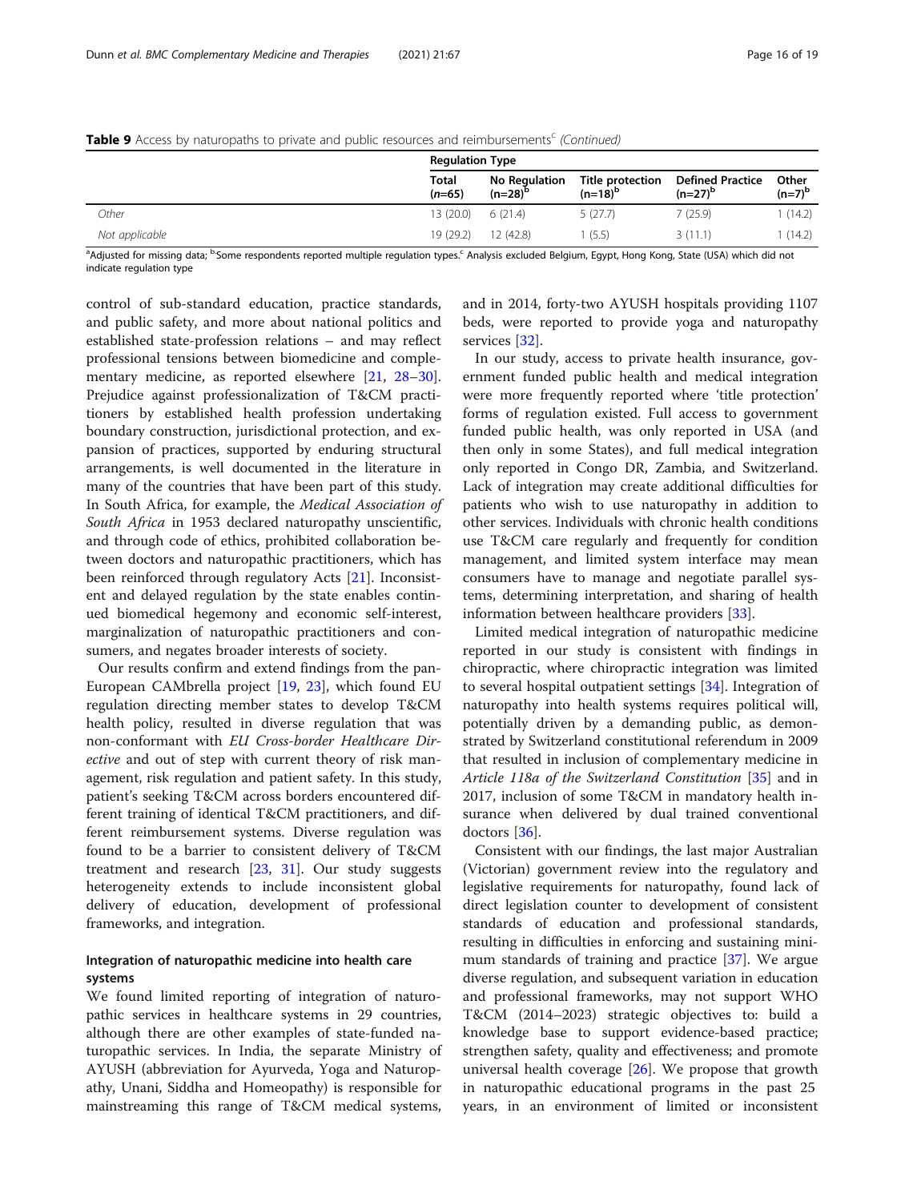**Table 9** Access by naturopaths to private and public resources and reimbursements[c] *(Continued)*

| | Regulation Type | | | | |
|---|---|---|---|---|---|
| | Total (*n*=65) | No Regulation (n=28)[b] | Title protection (n=18)[b] | Defined Practice (n=27)[b] | Other (n=7)[b] |
| *Other* | 13 (20.0) | 6 (21.4) | 5 (27.7) | 7 (25.9) | 1 (14.2) |
| *Not applicable* | 19 (29.2) | 12 (42.8) | 1 (5.5) | 3 (11.1) | 1 (14.2) |

[a]Adjusted for missing data; [b]Some respondents reported multiple regulation types.[c] Analysis excluded Belgium, Egypt, Hong Kong, State (USA) which did not indicate regulation type

control of sub-standard education, practice standards, and public safety, and more about national politics and established state-profession relations – and may reflect professional tensions between biomedicine and complementary medicine, as reported elsewhere [21, 28–30]. Prejudice against professionalization of T&CM practitioners by established health profession undertaking boundary construction, jurisdictional protection, and expansion of practices, supported by enduring structural arrangements, is well documented in the literature in many of the countries that have been part of this study. In South Africa, for example, the *Medical Association of South Africa* in 1953 declared naturopathy unscientific, and through code of ethics, prohibited collaboration between doctors and naturopathic practitioners, which has been reinforced through regulatory Acts [21]. Inconsistent and delayed regulation by the state enables continued biomedical hegemony and economic self-interest, marginalization of naturopathic practitioners and consumers, and negates broader interests of society.

Our results confirm and extend findings from the pan-European CAMbrella project [19, 23], which found EU regulation directing member states to develop T&CM health policy, resulted in diverse regulation that was non-conformant with *EU Cross-border Healthcare Directive* and out of step with current theory of risk management, risk regulation and patient safety. In this study, patient's seeking T&CM across borders encountered different training of identical T&CM practitioners, and different reimbursement systems. Diverse regulation was found to be a barrier to consistent delivery of T&CM treatment and research [23, 31]. Our study suggests heterogeneity extends to include inconsistent global delivery of education, development of professional frameworks, and integration.

### Integration of naturopathic medicine into health care systems

We found limited reporting of integration of naturopathic services in healthcare systems in 29 countries, although there are other examples of state-funded naturopathic services. In India, the separate Ministry of AYUSH (abbreviation for Ayurveda, Yoga and Naturopathy, Unani, Siddha and Homeopathy) is responsible for mainstreaming this range of T&CM medical systems, and in 2014, forty-two AYUSH hospitals providing 1107 beds, were reported to provide yoga and naturopathy services [32].

In our study, access to private health insurance, government funded public health and medical integration were more frequently reported where 'title protection' forms of regulation existed. Full access to government funded public health, was only reported in USA (and then only in some States), and full medical integration only reported in Congo DR, Zambia, and Switzerland. Lack of integration may create additional difficulties for patients who wish to use naturopathy in addition to other services. Individuals with chronic health conditions use T&CM care regularly and frequently for condition management, and limited system interface may mean consumers have to manage and negotiate parallel systems, determining interpretation, and sharing of health information between healthcare providers [33].

Limited medical integration of naturopathic medicine reported in our study is consistent with findings in chiropractic, where chiropractic integration was limited to several hospital outpatient settings [34]. Integration of naturopathy into health systems requires political will, potentially driven by a demanding public, as demonstrated by Switzerland constitutional referendum in 2009 that resulted in inclusion of complementary medicine in *Article 118a of the Switzerland Constitution* [35] and in 2017, inclusion of some T&CM in mandatory health insurance when delivered by dual trained conventional doctors [36].

Consistent with our findings, the last major Australian (Victorian) government review into the regulatory and legislative requirements for naturopathy, found lack of direct legislation counter to development of consistent standards of education and professional standards, resulting in difficulties in enforcing and sustaining minimum standards of training and practice [37]. We argue diverse regulation, and subsequent variation in education and professional frameworks, may not support WHO T&CM (2014–2023) strategic objectives to: build a knowledge base to support evidence-based practice; strengthen safety, quality and effectiveness; and promote universal health coverage [26]. We propose that growth in naturopathic educational programs in the past 25 years, in an environment of limited or inconsistent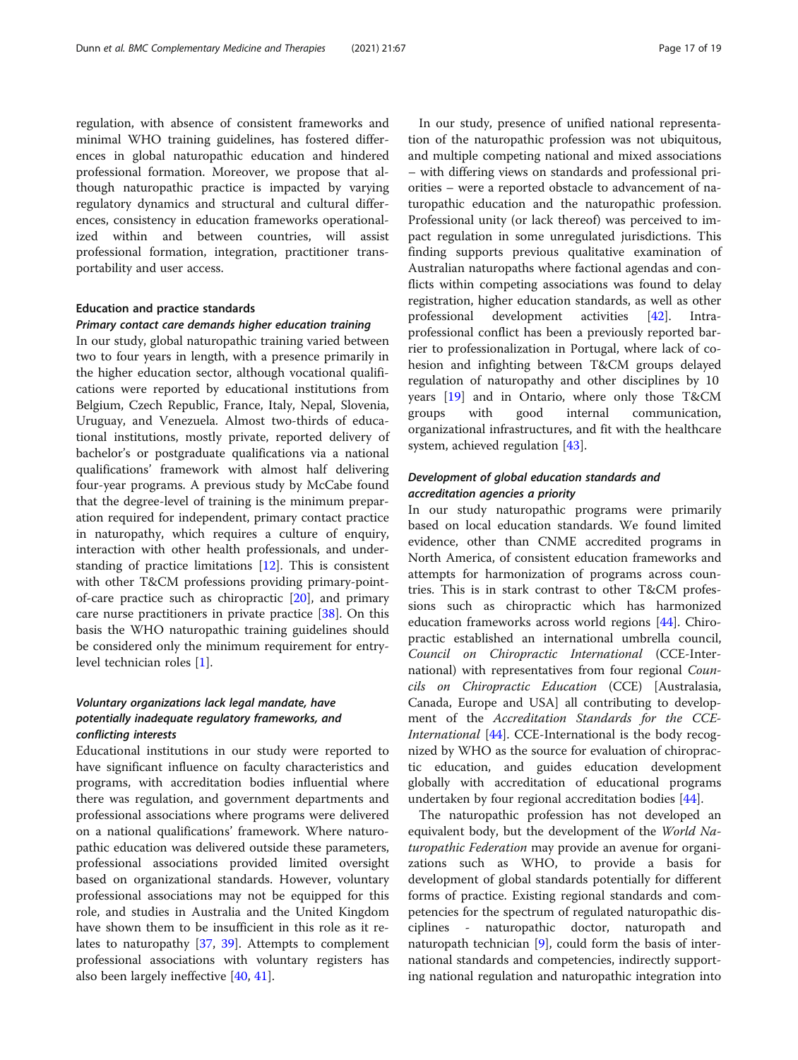regulation, with absence of consistent frameworks and minimal WHO training guidelines, has fostered differences in global naturopathic education and hindered professional formation. Moreover, we propose that although naturopathic practice is impacted by varying regulatory dynamics and structural and cultural differences, consistency in education frameworks operationalized within and between countries, will assist professional formation, integration, practitioner transportability and user access.

### Education and practice standards

#### *Primary contact care demands higher education training*

In our study, global naturopathic training varied between two to four years in length, with a presence primarily in the higher education sector, although vocational qualifications were reported by educational institutions from Belgium, Czech Republic, France, Italy, Nepal, Slovenia, Uruguay, and Venezuela. Almost two-thirds of educational institutions, mostly private, reported delivery of bachelor's or postgraduate qualifications via a national qualifications' framework with almost half delivering four-year programs. A previous study by McCabe found that the degree-level of training is the minimum preparation required for independent, primary contact practice in naturopathy, which requires a culture of enquiry, interaction with other health professionals, and understanding of practice limitations [12]. This is consistent with other T&CM professions providing primary-point-of-care practice such as chiropractic [20], and primary care nurse practitioners in private practice [38]. On this basis the WHO naturopathic training guidelines should be considered only the minimum requirement for entry-level technician roles [1].

#### *Voluntary organizations lack legal mandate, have potentially inadequate regulatory frameworks, and conflicting interests*

Educational institutions in our study were reported to have significant influence on faculty characteristics and programs, with accreditation bodies influential where there was regulation, and government departments and professional associations where programs were delivered on a national qualifications' framework. Where naturopathic education was delivered outside these parameters, professional associations provided limited oversight based on organizational standards. However, voluntary professional associations may not be equipped for this role, and studies in Australia and the United Kingdom have shown them to be insufficient in this role as it relates to naturopathy [37, 39]. Attempts to complement professional associations with voluntary registers has also been largely ineffective [40, 41].

In our study, presence of unified national representation of the naturopathic profession was not ubiquitous, and multiple competing national and mixed associations – with differing views on standards and professional priorities – were a reported obstacle to advancement of naturopathic education and the naturopathic profession. Professional unity (or lack thereof) was perceived to impact regulation in some unregulated jurisdictions. This finding supports previous qualitative examination of Australian naturopaths where factional agendas and conflicts within competing associations was found to delay registration, higher education standards, as well as other professional development activities [42]. Intra-professional conflict has been a previously reported barrier to professionalization in Portugal, where lack of cohesion and infighting between T&CM groups delayed regulation of naturopathy and other disciplines by 10 years [19] and in Ontario, where only those T&CM groups with good internal communication, organizational infrastructures, and fit with the healthcare system, achieved regulation [43].

#### *Development of global education standards and accreditation agencies a priority*

In our study naturopathic programs were primarily based on local education standards. We found limited evidence, other than CNME accredited programs in North America, of consistent education frameworks and attempts for harmonization of programs across countries. This is in stark contrast to other T&CM professions such as chiropractic which has harmonized education frameworks across world regions [44]. Chiropractic established an international umbrella council, *Council on Chiropractic International* (CCE-International) with representatives from four regional *Councils on Chiropractic Education* (CCE) [Australasia, Canada, Europe and USA] all contributing to development of the *Accreditation Standards for the CCE-International* [44]. CCE-International is the body recognized by WHO as the source for evaluation of chiropractic education, and guides education development globally with accreditation of educational programs undertaken by four regional accreditation bodies [44].

The naturopathic profession has not developed an equivalent body, but the development of the *World Naturopathic Federation* may provide an avenue for organizations such as WHO, to provide a basis for development of global standards potentially for different forms of practice. Existing regional standards and competencies for the spectrum of regulated naturopathic disciplines - naturopathic doctor, naturopath and naturopath technician [9], could form the basis of international standards and competencies, indirectly supporting national regulation and naturopathic integration into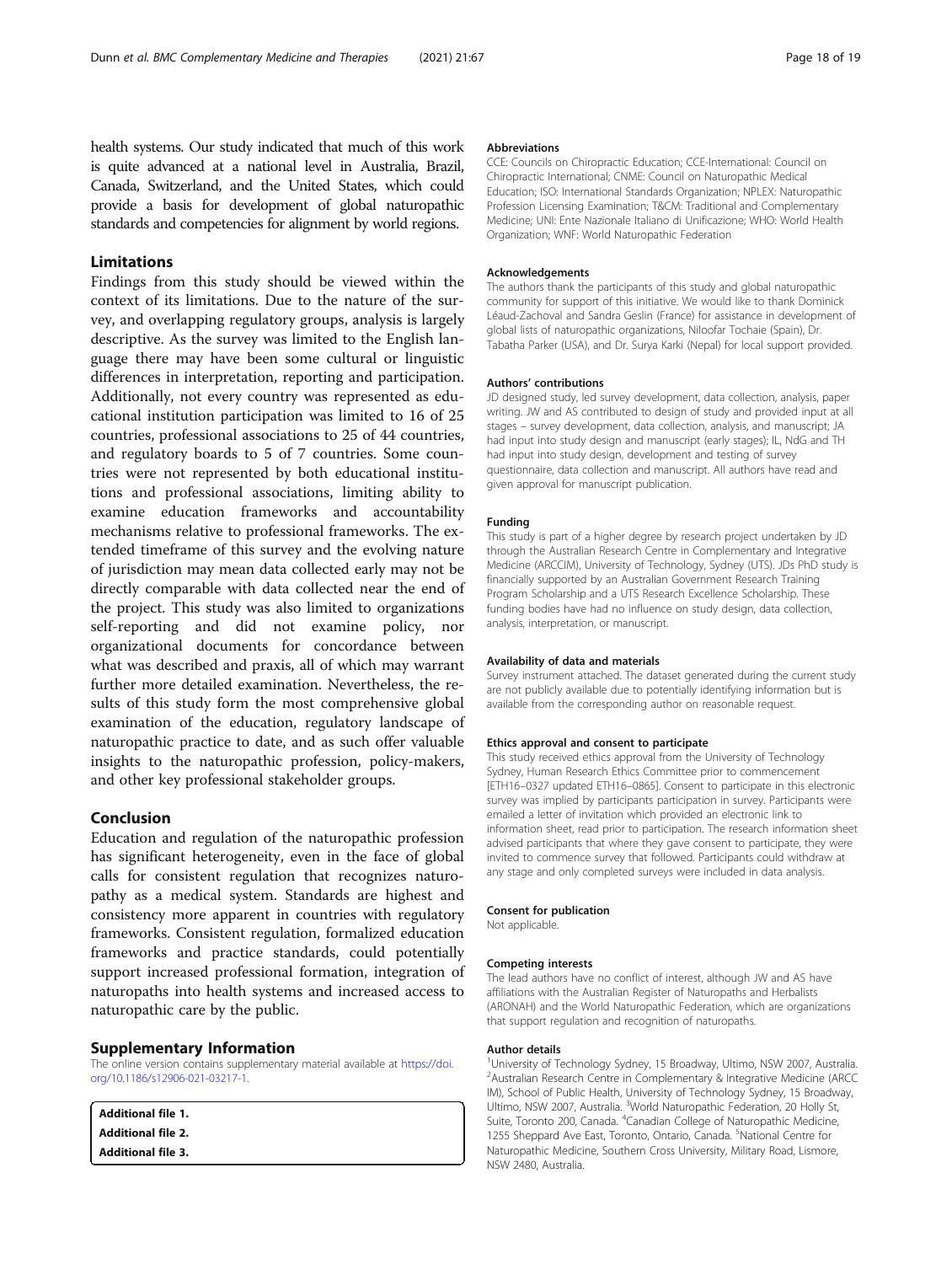health systems. Our study indicated that much of this work is quite advanced at a national level in Australia, Brazil, Canada, Switzerland, and the United States, which could provide a basis for development of global naturopathic standards and competencies for alignment by world regions.

## Limitations

Findings from this study should be viewed within the context of its limitations. Due to the nature of the survey, and overlapping regulatory groups, analysis is largely descriptive. As the survey was limited to the English language there may have been some cultural or linguistic differences in interpretation, reporting and participation. Additionally, not every country was represented as educational institution participation was limited to 16 of 25 countries, professional associations to 25 of 44 countries, and regulatory boards to 5 of 7 countries. Some countries were not represented by both educational institutions and professional associations, limiting ability to examine education frameworks and accountability mechanisms relative to professional frameworks. The extended timeframe of this survey and the evolving nature of jurisdiction may mean data collected early may not be directly comparable with data collected near the end of the project. This study was also limited to organizations self-reporting and did not examine policy, nor organizational documents for concordance between what was described and praxis, all of which may warrant further more detailed examination. Nevertheless, the results of this study form the most comprehensive global examination of the education, regulatory landscape of naturopathic practice to date, and as such offer valuable insights to the naturopathic profession, policy-makers, and other key professional stakeholder groups.

## Conclusion

Education and regulation of the naturopathic profession has significant heterogeneity, even in the face of global calls for consistent regulation that recognizes naturopathy as a medical system. Standards are highest and consistency more apparent in countries with regulatory frameworks. Consistent regulation, formalized education frameworks and practice standards, could potentially support increased professional formation, integration of naturopaths into health systems and increased access to naturopathic care by the public.

## Supplementary Information

The online version contains supplementary material available at https://doi.org/10.1186/s12906-021-03217-1.

**Additional file 1.**
**Additional file 2.**
**Additional file 3.**

### Abbreviations

CCE: Councils on Chiropractic Education; CCE-International: Council on Chiropractic International; CNME: Council on Naturopathic Medical Education; ISO: International Standards Organization; NPLEX: Naturopathic Profession Licensing Examination; T&CM: Traditional and Complementary Medicine; UNI: Ente Nazionale Italiano di Unificazione; WHO: World Health Organization; WNF: World Naturopathic Federation

### Acknowledgements

The authors thank the participants of this study and global naturopathic community for support of this initiative. We would like to thank Dominick Léaud-Zachoval and Sandra Geslin (France) for assistance in development of global lists of naturopathic organizations, Niloofar Tochaie (Spain), Dr. Tabatha Parker (USA), and Dr. Surya Karki (Nepal) for local support provided.

### Authors' contributions

JD designed study, led survey development, data collection, analysis, paper writing. JW and AS contributed to design of study and provided input at all stages – survey development, data collection, analysis, and manuscript; JA had input into study design and manuscript (early stages); IL, NdG and TH had input into study design, development and testing of survey questionnaire, data collection and manuscript. All authors have read and given approval for manuscript publication.

### Funding

This study is part of a higher degree by research project undertaken by JD through the Australian Research Centre in Complementary and Integrative Medicine (ARCCIM), University of Technology, Sydney (UTS). JDs PhD study is financially supported by an Australian Government Research Training Program Scholarship and a UTS Research Excellence Scholarship. These funding bodies have had no influence on study design, data collection, analysis, interpretation, or manuscript.

### Availability of data and materials

Survey instrument attached. The dataset generated during the current study are not publicly available due to potentially identifying information but is available from the corresponding author on reasonable request.

### Ethics approval and consent to participate

This study received ethics approval from the University of Technology Sydney, Human Research Ethics Committee prior to commencement [ETH16–0327 updated ETH16–0865]. Consent to participate in this electronic survey was implied by participants participation in survey. Participants were emailed a letter of invitation which provided an electronic link to information sheet, read prior to participation. The research information sheet advised participants that where they gave consent to participate, they were invited to commence survey that followed. Participants could withdraw at any stage and only completed surveys were included in data analysis.

### Consent for publication

Not applicable.

### Competing interests

The lead authors have no conflict of interest, although JW and AS have affiliations with the Australian Register of Naturopaths and Herbalists (ARONAH) and the World Naturopathic Federation, which are organizations that support regulation and recognition of naturopaths.

### Author details

[1]University of Technology Sydney, 15 Broadway, Ultimo, NSW 2007, Australia. [2]Australian Research Centre in Complementary & Integrative Medicine (ARCCIM), School of Public Health, University of Technology Sydney, 15 Broadway, Ultimo, NSW 2007, Australia. [3]World Naturopathic Federation, 20 Holly St, Suite, Toronto 200, Canada. [4]Canadian College of Naturopathic Medicine, 1255 Sheppard Ave East, Toronto, Ontario, Canada. [5]National Centre for Naturopathic Medicine, Southern Cross University, Military Road, Lismore, NSW 2480, Australia.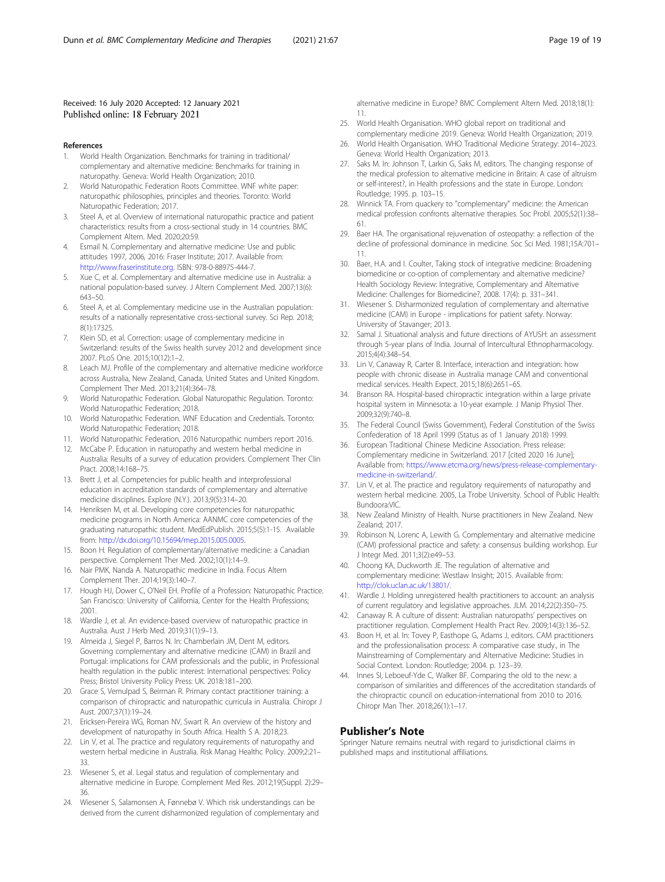Received: 16 July 2020 Accepted: 12 January 2021
Published online: 18 February 2021

## References

1. World Health Organization. Benchmarks for training in traditional/ complementary and alternative medicine: Benchmarks for training in naturopathy. Geneva: World Health Organization; 2010.
2. World Naturopathic Federation Roots Committee. WNF white paper: naturopathic philosophies, principles and theories. Toronto: World Naturopathic Federation; 2017.
3. Steel A, et al. Overview of international naturopathic practice and patient characteristics: results from a cross-sectional study in 14 countries. BMC Complement Altern. Med. 2020;20:59.
4. Esmail N. Complementary and alternative medicine: Use and public attitudes 1997, 2006, 2016: Fraser Institute; 2017. Available from: http://www.fraserinstitute.org. ISBN: 978-0-88975-444-7.
5. Xue C, et al. Complementary and alternative medicine use in Australia: a national population-based survey. J Altern Complement Med. 2007;13(6): 643–50.
6. Steel A, et al. Complementary medicine use in the Australian population: results of a nationally representative cross-sectional survey. Sci Rep. 2018; 8(1):17325.
7. Klein SD, et al. Correction: usage of complementary medicine in Switzerland: results of the Swiss health survey 2012 and development since 2007. PLoS One. 2015;10(12):1–2.
8. Leach MJ. Profile of the complementary and alternative medicine workforce across Australia, New Zealand, Canada, United States and United Kingdom. Complement Ther Med. 2013;21(4):364–78.
9. World Naturopathic Federation. Global Naturopathic Regulation. Toronto: World Naturopathic Federation; 2018.
10. World Naturopathic Federation. WNF Education and Credentials. Toronto: World Naturopathic Federation; 2018.
11. World Naturopathic Federation, 2016 Naturopathic numbers report 2016.
12. McCabe P. Education in naturopathy and western herbal medicine in Australia: Results of a survey of education providers. Complement Ther Clin Pract. 2008;14:168–75.
13. Brett J, et al. Competencies for public health and interprofessional education in accreditation standards of complementary and alternative medicine disciplines. Explore (N.Y.). 2013;9(5):314–20.
14. Henriksen M, et al. Developing core competencies for naturopathic medicine programs in North America: AANMC core competencies of the graduating naturopathic student. MedEdPublish. 2015;5(5):1-15. Available from: http://dx.doi.org/10.15694/mep.2015.005.0005.
15. Boon H. Regulation of complementary/alternative medicine: a Canadian perspective. Complement Ther Med. 2002;10(1):14–9.
16. Nair PMK, Nanda A. Naturopathic medicine in India. Focus Altern Complement Ther. 2014;19(3):140–7.
17. Hough HJ, Dower C, O'Neil EH. Profile of a Profession: Naturopathic Practice. San Francisco: University of California, Center for the Health Professions; 2001.
18. Wardle J, et al. An evidence-based overview of naturopathic practice in Australia. Aust J Herb Med. 2019;31(1):9–13.
19. Almeida J, Siegel P, Barros N. In: Chamberlain JM, Dent M, editors. Governing complementary and alternative medicine (CAM) in Brazil and Portugal: implications for CAM professionals and the public, in Professional health regulation in the public interest: International perspectives: Policy Press; Bristol University Policy Press: UK. 2018:181–200.
20. Grace S, Vemulpad S, Beirman R. Primary contact practitioner training: a comparison of chiropractic and naturopathic curricula in Australia. Chiropr J Aust. 2007;37(1):19–24.
21. Ericksen-Pereira WG, Roman NV, Swart R. An overview of the history and development of naturopathy in South Africa. Health S A. 2018;23.
22. Lin V, et al. The practice and regulatory requirements of naturopathy and western herbal medicine in Australia. Risk Manag Healthc Policy. 2009;2:21–33.
23. Wiesener S, et al. Legal status and regulation of complementary and alternative medicine in Europe. Complement Med Res. 2012;19(Suppl. 2):29–36.
24. Wiesener S, Salamonsen A, Fønnebø V. Which risk understandings can be derived from the current disharmonized regulation of complementary and alternative medicine in Europe? BMC Complement Altern Med. 2018;18(1): 11.
25. World Health Organisation. WHO global report on traditional and complementary medicine 2019. Geneva: World Health Organization; 2019.
26. World Health Organisation. WHO Traditional Medicine Strategy: 2014–2023. Geneva: World Health Organization; 2013.
27. Saks M. In: Johnson T, Larkin G, Saks M, editors. The changing response of the medical profession to alternative medicine in Britain: A case of altruism or self-interest?, in Health professions and the state in Europe. London: Routledge; 1995. p. 103–15.
28. Winnick TA. From quackery to "complementary" medicine: the American medical profession confronts alternative therapies. Soc Probl. 2005;52(1):38–61.
29. Baer HA. The organisational rejuvenation of osteopathy: a reflection of the decline of professional dominance in medicine. Soc Sci Med. 1981;15A:701–11.
30. Baer, H.A. and I. Coulter, Taking stock of integrative medicine: Broadening biomedicine or co-option of complementary and alternative medicine? Health Sociology Review: Integrative, Complementary and Alternative Medicine: Challenges for Biomedicine?, 2008. 17(4): p. 331–341.
31. Wiesener S. Disharmonized regulation of complementary and alternative medicine (CAM) in Europe - implications for patient safety. Norway: University of Stavanger; 2013.
32. Samal J. Situational analysis and future directions of AYUSH: an assessment through 5-year plans of India. Journal of Intercultural Ethnopharmacology. 2015;4(4):348–54.
33. Lin V, Canaway R, Carter B. Interface, interaction and integration: how people with chronic disease in Australia manage CAM and conventional medical services. Health Expect. 2015;18(6):2651–65.
34. Branson RA. Hospital-based chiropractic integration within a large private hospital system in Minnesota: a 10-year example. J Manip Physiol Ther. 2009;32(9):740–8.
35. The Federal Council (Swiss Government), Federal Constitution of the Swiss Confederation of 18 April 1999 (Status as of 1 January 2018) 1999.
36. European Traditional Chinese Medicine Association. Press release: Complementary medicine in Switzerland. 2017 [cited 2020 16 June]; Available from: https://www.etcma.org/news/press-release-complementary-medicine-in-switzerland/.
37. Lin V, et al. The practice and regulatory requirements of naturopathy and western herbal medicine. 2005, La Trobe University. School of Public Health: Bundoora:VIC.
38. New Zealand Ministry of Health. Nurse practitioners in New Zealand. New Zealand; 2017.
39. Robinson N, Lorenc A, Lewith G. Complementary and alternative medicine (CAM) professional practice and safety: a consensus building workshop. Eur J Integr Med. 2011;3(2):e49–53.
40. Choong KA, Duckworth JE. The regulation of alternative and complementary medicine: Westlaw Insight; 2015. Available from: http://clok.uclan.ac.uk/13801/.
41. Wardle J. Holding unregistered health practitioners to account: an analysis of current regulatory and legislative approaches. JLM. 2014;22(2):350–75.
42. Canaway R. A culture of dissent: Australian naturopaths' perspectives on practitioner regulation. Complement Health Pract Rev. 2009;14(3):136–52.
43. Boon H, et al. In: Tovey P, Easthope G, Adams J, editors. CAM practitioners and the professionalisation process: A comparative case study., in The Mainstreaming of Complementary and Alternative Medicine: Studies in Social Context. London: Routledge; 2004. p. 123–39.
44. Innes SI, Leboeuf-Yde C, Walker BF. Comparing the old to the new: a comparison of similarities and differences of the accreditation standards of the chiropractic council on education-international from 2010 to 2016. Chiropr Man Ther. 2018;26(1):1–17.

## Publisher's Note

Springer Nature remains neutral with regard to jurisdictional claims in published maps and institutional affiliations.